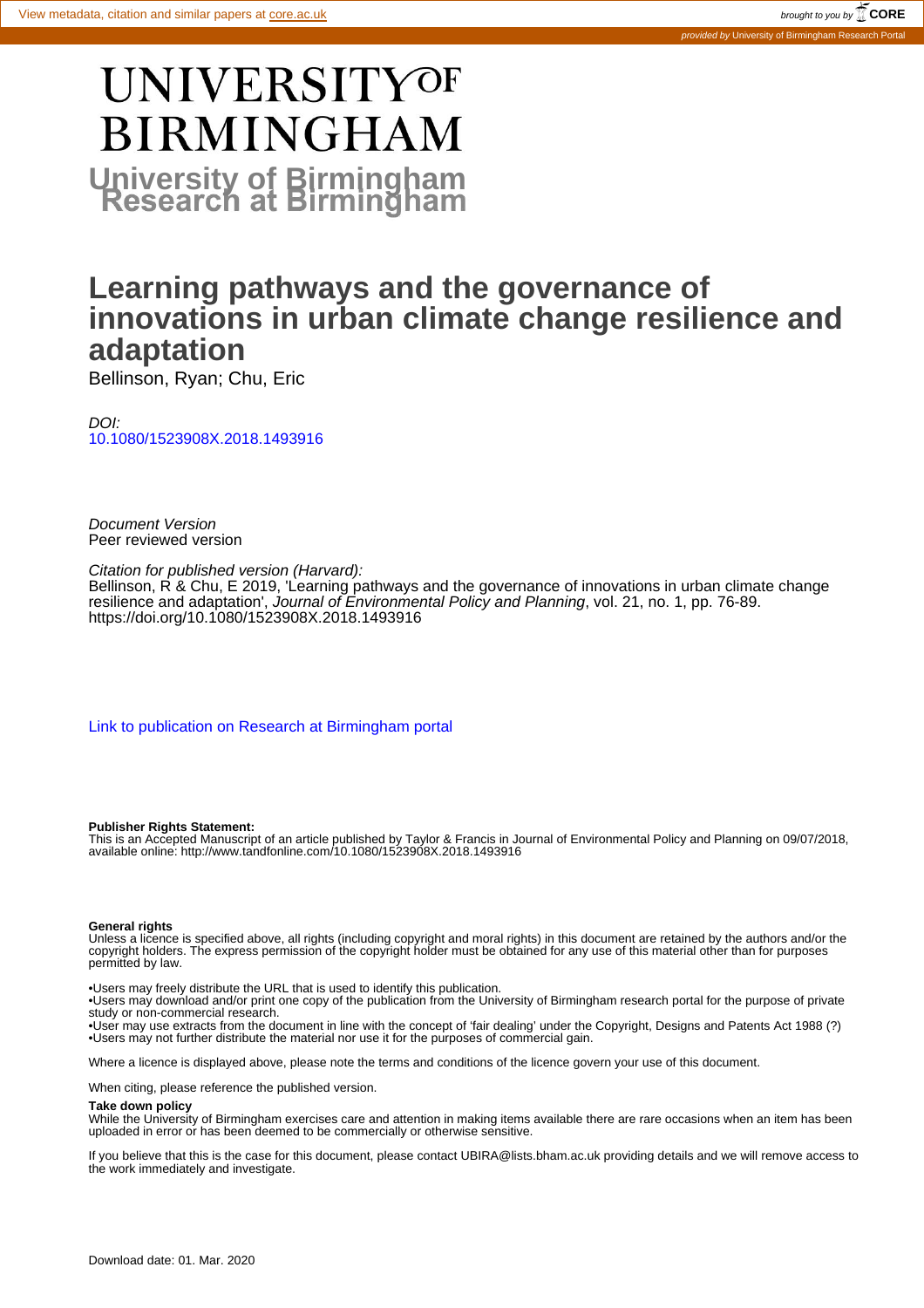View metadata, citation and similar papers at core.ac.uk

brought to you by CORE

provided by University of Birmingham Research Portal

UNIVERSITY OF BIRMINGHAM

University of Birmingham Research at Birmingham

# Learning pathways and the governance of innovations in urban climate change resilience and adaptation

Bellinson, Ryan; Chu, Eric

*DOI:*
10.1080/1523908X.2018.1493916

*Document Version*
Peer reviewed version

*Citation for published version (Harvard):*
Bellinson, R & Chu, E 2019, 'Learning pathways and the governance of innovations in urban climate change resilience and adaptation', *Journal of Environmental Policy and Planning*, vol. 21, no. 1, pp. 76-89. https://doi.org/10.1080/1523908X.2018.1493916

Link to publication on Research at Birmingham portal

**Publisher Rights Statement:**
This is an Accepted Manuscript of an article published by Taylor & Francis in Journal of Environmental Policy and Planning on 09/07/2018, available online: http://www.tandfonline.com/10.1080/1523908X.2018.1493916

**General rights**
Unless a licence is specified above, all rights (including copyright and moral rights) in this document are retained by the authors and/or the copyright holders. The express permission of the copyright holder must be obtained for any use of this material other than for purposes permitted by law.

•Users may freely distribute the URL that is used to identify this publication.
•Users may download and/or print one copy of the publication from the University of Birmingham research portal for the purpose of private study or non-commercial research.
•User may use extracts from the document in line with the concept of 'fair dealing' under the Copyright, Designs and Patents Act 1988 (?)
•Users may not further distribute the material nor use it for the purposes of commercial gain.

Where a licence is displayed above, please note the terms and conditions of the licence govern your use of this document.

When citing, please reference the published version.

**Take down policy**
While the University of Birmingham exercises care and attention in making items available there are rare occasions when an item has been uploaded in error or has been deemed to be commercially or otherwise sensitive.

If you believe that this is the case for this document, please contact UBIRA@lists.bham.ac.uk providing details and we will remove access to the work immediately and investigate.

Download date: 01. Mar. 2020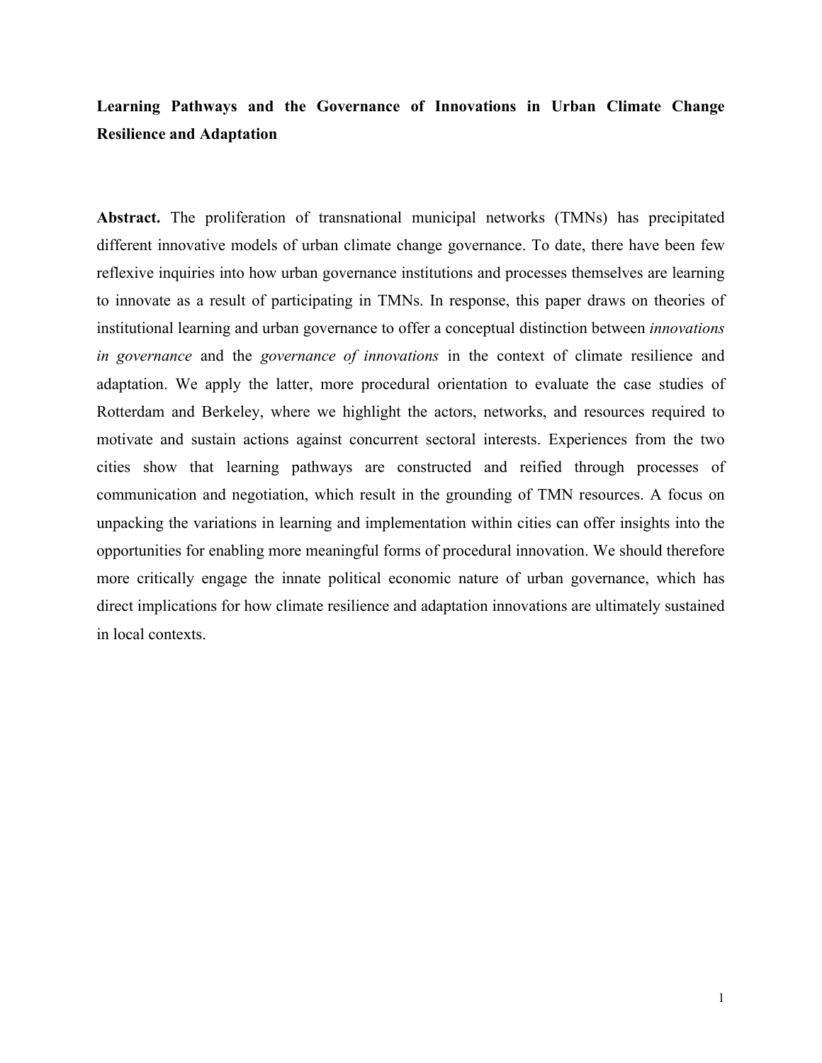**Learning Pathways and the Governance of Innovations in Urban Climate Change Resilience and Adaptation**

**Abstract.** The proliferation of transnational municipal networks (TMNs) has precipitated different innovative models of urban climate change governance. To date, there have been few reflexive inquiries into how urban governance institutions and processes themselves are learning to innovate as a result of participating in TMNs. In response, this paper draws on theories of institutional learning and urban governance to offer a conceptual distinction between *innovations in governance* and the *governance of innovations* in the context of climate resilience and adaptation. We apply the latter, more procedural orientation to evaluate the case studies of Rotterdam and Berkeley, where we highlight the actors, networks, and resources required to motivate and sustain actions against concurrent sectoral interests. Experiences from the two cities show that learning pathways are constructed and reified through processes of communication and negotiation, which result in the grounding of TMN resources. A focus on unpacking the variations in learning and implementation within cities can offer insights into the opportunities for enabling more meaningful forms of procedural innovation. We should therefore more critically engage the innate political economic nature of urban governance, which has direct implications for how climate resilience and adaptation innovations are ultimately sustained in local contexts.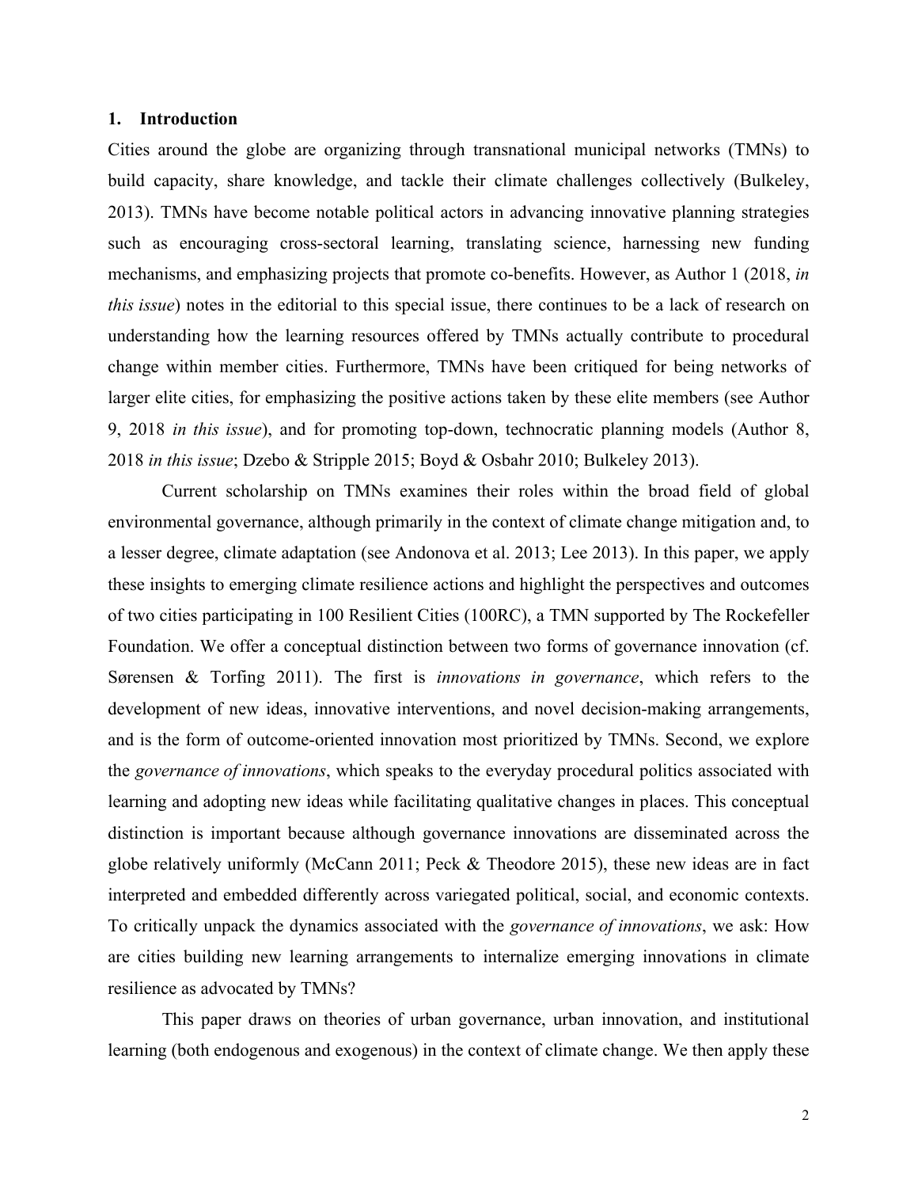## 1. Introduction

Cities around the globe are organizing through transnational municipal networks (TMNs) to build capacity, share knowledge, and tackle their climate challenges collectively (Bulkeley, 2013). TMNs have become notable political actors in advancing innovative planning strategies such as encouraging cross-sectoral learning, translating science, harnessing new funding mechanisms, and emphasizing projects that promote co-benefits. However, as Author 1 (2018, *in this issue*) notes in the editorial to this special issue, there continues to be a lack of research on understanding how the learning resources offered by TMNs actually contribute to procedural change within member cities. Furthermore, TMNs have been critiqued for being networks of larger elite cities, for emphasizing the positive actions taken by these elite members (see Author 9, 2018 *in this issue*), and for promoting top-down, technocratic planning models (Author 8, 2018 *in this issue*; Dzebo & Stripple 2015; Boyd & Osbahr 2010; Bulkeley 2013).

Current scholarship on TMNs examines their roles within the broad field of global environmental governance, although primarily in the context of climate change mitigation and, to a lesser degree, climate adaptation (see Andonova et al. 2013; Lee 2013). In this paper, we apply these insights to emerging climate resilience actions and highlight the perspectives and outcomes of two cities participating in 100 Resilient Cities (100RC), a TMN supported by The Rockefeller Foundation. We offer a conceptual distinction between two forms of governance innovation (cf. Sørensen & Torfing 2011). The first is *innovations in governance*, which refers to the development of new ideas, innovative interventions, and novel decision-making arrangements, and is the form of outcome-oriented innovation most prioritized by TMNs. Second, we explore the *governance of innovations*, which speaks to the everyday procedural politics associated with learning and adopting new ideas while facilitating qualitative changes in places. This conceptual distinction is important because although governance innovations are disseminated across the globe relatively uniformly (McCann 2011; Peck & Theodore 2015), these new ideas are in fact interpreted and embedded differently across variegated political, social, and economic contexts. To critically unpack the dynamics associated with the *governance of innovations*, we ask: How are cities building new learning arrangements to internalize emerging innovations in climate resilience as advocated by TMNs?

This paper draws on theories of urban governance, urban innovation, and institutional learning (both endogenous and exogenous) in the context of climate change. We then apply these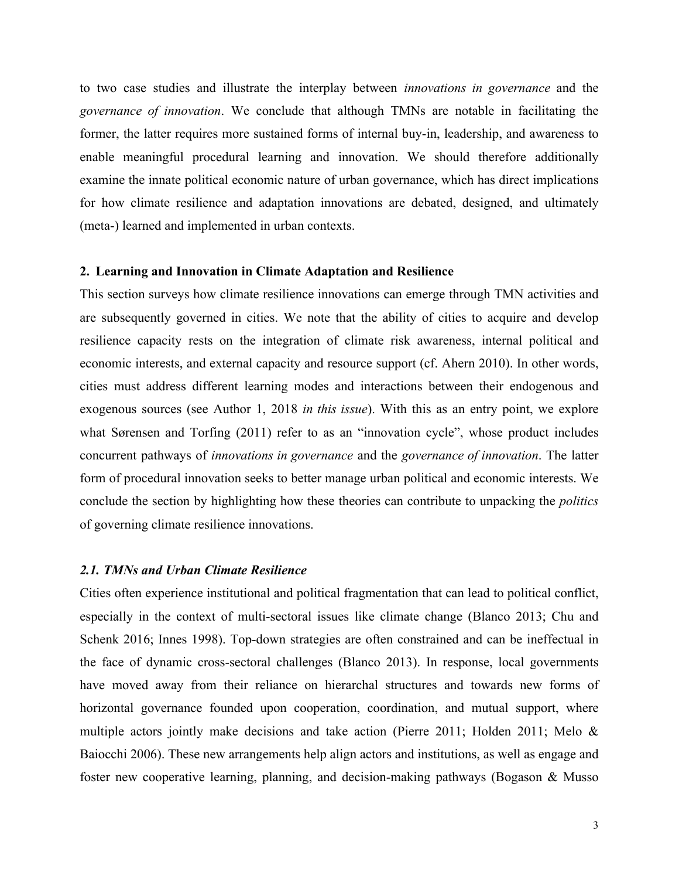to two case studies and illustrate the interplay between *innovations in governance* and the *governance of innovation*. We conclude that although TMNs are notable in facilitating the former, the latter requires more sustained forms of internal buy-in, leadership, and awareness to enable meaningful procedural learning and innovation. We should therefore additionally examine the innate political economic nature of urban governance, which has direct implications for how climate resilience and adaptation innovations are debated, designed, and ultimately (meta-) learned and implemented in urban contexts.

## 2. Learning and Innovation in Climate Adaptation and Resilience

This section surveys how climate resilience innovations can emerge through TMN activities and are subsequently governed in cities. We note that the ability of cities to acquire and develop resilience capacity rests on the integration of climate risk awareness, internal political and economic interests, and external capacity and resource support (cf. Ahern 2010). In other words, cities must address different learning modes and interactions between their endogenous and exogenous sources (see Author 1, 2018 *in this issue*). With this as an entry point, we explore what Sørensen and Torfing (2011) refer to as an "innovation cycle", whose product includes concurrent pathways of *innovations in governance* and the *governance of innovation*. The latter form of procedural innovation seeks to better manage urban political and economic interests. We conclude the section by highlighting how these theories can contribute to unpacking the *politics* of governing climate resilience innovations.

### *2.1. TMNs and Urban Climate Resilience*

Cities often experience institutional and political fragmentation that can lead to political conflict, especially in the context of multi-sectoral issues like climate change (Blanco 2013; Chu and Schenk 2016; Innes 1998). Top-down strategies are often constrained and can be ineffectual in the face of dynamic cross-sectoral challenges (Blanco 2013). In response, local governments have moved away from their reliance on hierarchal structures and towards new forms of horizontal governance founded upon cooperation, coordination, and mutual support, where multiple actors jointly make decisions and take action (Pierre 2011; Holden 2011; Melo & Baiocchi 2006). These new arrangements help align actors and institutions, as well as engage and foster new cooperative learning, planning, and decision-making pathways (Bogason & Musso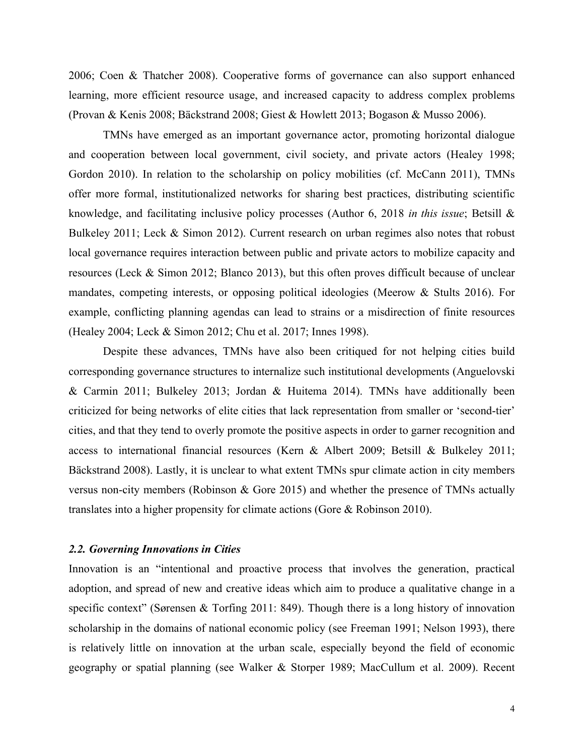2006; Coen & Thatcher 2008). Cooperative forms of governance can also support enhanced learning, more efficient resource usage, and increased capacity to address complex problems (Provan & Kenis 2008; Bäckstrand 2008; Giest & Howlett 2013; Bogason & Musso 2006).

TMNs have emerged as an important governance actor, promoting horizontal dialogue and cooperation between local government, civil society, and private actors (Healey 1998; Gordon 2010). In relation to the scholarship on policy mobilities (cf. McCann 2011), TMNs offer more formal, institutionalized networks for sharing best practices, distributing scientific knowledge, and facilitating inclusive policy processes (Author 6, 2018 *in this issue*; Betsill & Bulkeley 2011; Leck & Simon 2012). Current research on urban regimes also notes that robust local governance requires interaction between public and private actors to mobilize capacity and resources (Leck & Simon 2012; Blanco 2013), but this often proves difficult because of unclear mandates, competing interests, or opposing political ideologies (Meerow & Stults 2016). For example, conflicting planning agendas can lead to strains or a misdirection of finite resources (Healey 2004; Leck & Simon 2012; Chu et al. 2017; Innes 1998).

Despite these advances, TMNs have also been critiqued for not helping cities build corresponding governance structures to internalize such institutional developments (Anguelovski & Carmin 2011; Bulkeley 2013; Jordan & Huitema 2014). TMNs have additionally been criticized for being networks of elite cities that lack representation from smaller or 'second-tier' cities, and that they tend to overly promote the positive aspects in order to garner recognition and access to international financial resources (Kern & Albert 2009; Betsill & Bulkeley 2011; Bäckstrand 2008). Lastly, it is unclear to what extent TMNs spur climate action in city members versus non-city members (Robinson & Gore 2015) and whether the presence of TMNs actually translates into a higher propensity for climate actions (Gore & Robinson 2010).

### *2.2. Governing Innovations in Cities*

Innovation is an "intentional and proactive process that involves the generation, practical adoption, and spread of new and creative ideas which aim to produce a qualitative change in a specific context" (Sørensen & Torfing 2011: 849). Though there is a long history of innovation scholarship in the domains of national economic policy (see Freeman 1991; Nelson 1993), there is relatively little on innovation at the urban scale, especially beyond the field of economic geography or spatial planning (see Walker & Storper 1989; MacCullum et al. 2009). Recent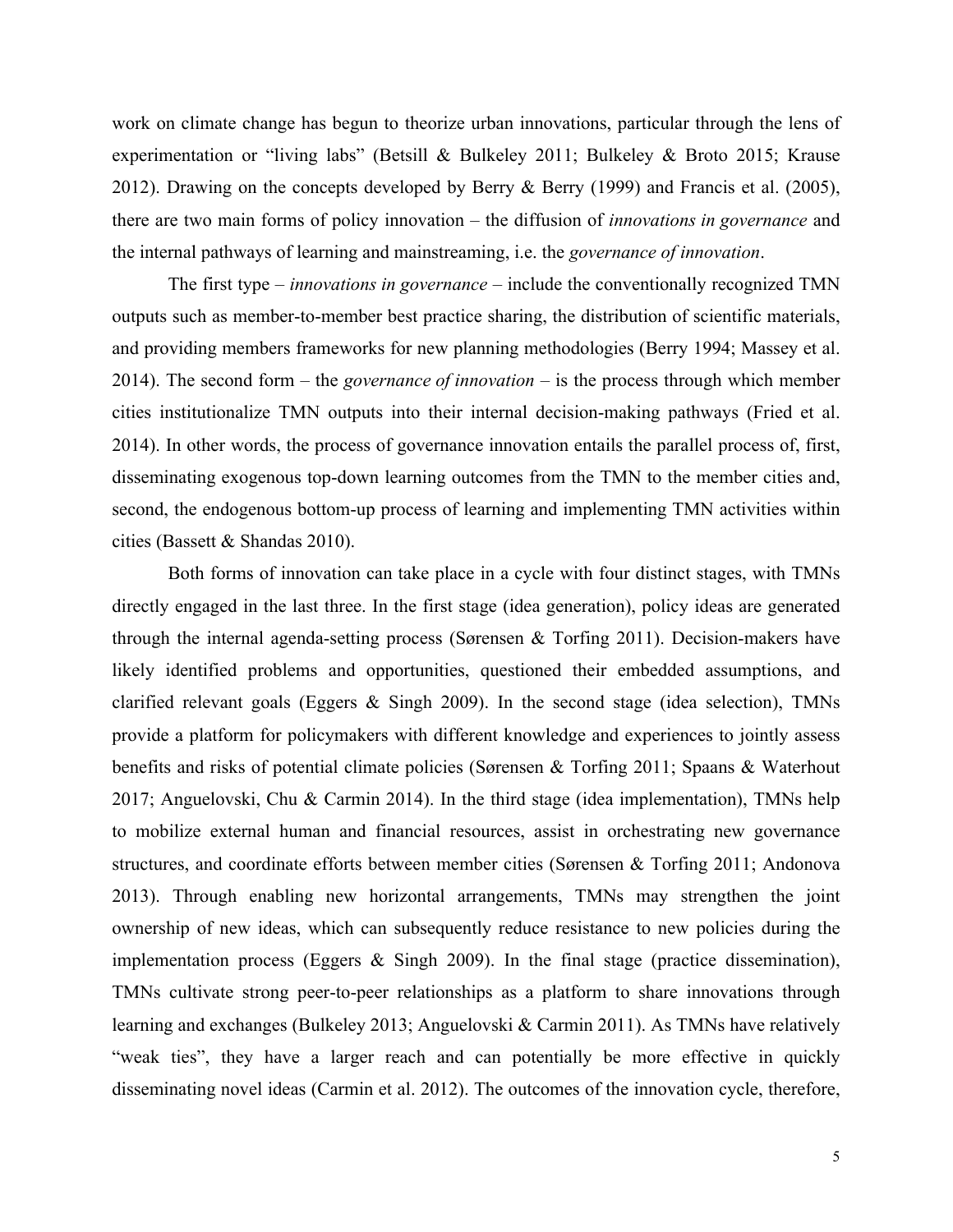work on climate change has begun to theorize urban innovations, particular through the lens of experimentation or "living labs" (Betsill & Bulkeley 2011; Bulkeley & Broto 2015; Krause 2012). Drawing on the concepts developed by Berry & Berry (1999) and Francis et al. (2005), there are two main forms of policy innovation – the diffusion of *innovations in governance* and the internal pathways of learning and mainstreaming, i.e. the *governance of innovation*.

The first type – *innovations in governance* – include the conventionally recognized TMN outputs such as member-to-member best practice sharing, the distribution of scientific materials, and providing members frameworks for new planning methodologies (Berry 1994; Massey et al. 2014). The second form – the *governance of innovation* – is the process through which member cities institutionalize TMN outputs into their internal decision-making pathways (Fried et al. 2014). In other words, the process of governance innovation entails the parallel process of, first, disseminating exogenous top-down learning outcomes from the TMN to the member cities and, second, the endogenous bottom-up process of learning and implementing TMN activities within cities (Bassett & Shandas 2010).

Both forms of innovation can take place in a cycle with four distinct stages, with TMNs directly engaged in the last three. In the first stage (idea generation), policy ideas are generated through the internal agenda-setting process (Sørensen & Torfing 2011). Decision-makers have likely identified problems and opportunities, questioned their embedded assumptions, and clarified relevant goals (Eggers & Singh 2009). In the second stage (idea selection), TMNs provide a platform for policymakers with different knowledge and experiences to jointly assess benefits and risks of potential climate policies (Sørensen & Torfing 2011; Spaans & Waterhout 2017; Anguelovski, Chu & Carmin 2014). In the third stage (idea implementation), TMNs help to mobilize external human and financial resources, assist in orchestrating new governance structures, and coordinate efforts between member cities (Sørensen & Torfing 2011; Andonova 2013). Through enabling new horizontal arrangements, TMNs may strengthen the joint ownership of new ideas, which can subsequently reduce resistance to new policies during the implementation process (Eggers & Singh 2009). In the final stage (practice dissemination), TMNs cultivate strong peer-to-peer relationships as a platform to share innovations through learning and exchanges (Bulkeley 2013; Anguelovski & Carmin 2011). As TMNs have relatively "weak ties", they have a larger reach and can potentially be more effective in quickly disseminating novel ideas (Carmin et al. 2012). The outcomes of the innovation cycle, therefore,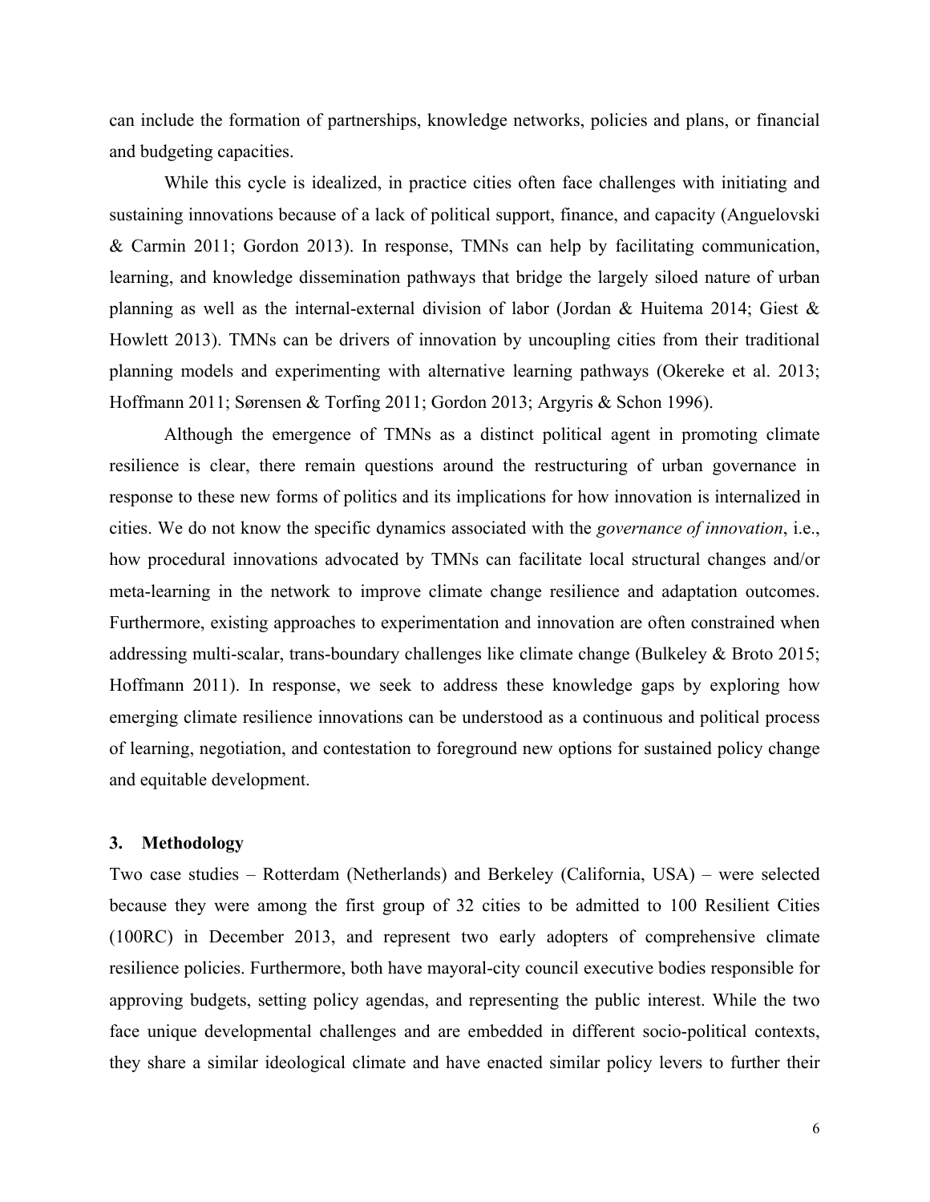can include the formation of partnerships, knowledge networks, policies and plans, or financial and budgeting capacities.

While this cycle is idealized, in practice cities often face challenges with initiating and sustaining innovations because of a lack of political support, finance, and capacity (Anguelovski & Carmin 2011; Gordon 2013). In response, TMNs can help by facilitating communication, learning, and knowledge dissemination pathways that bridge the largely siloed nature of urban planning as well as the internal-external division of labor (Jordan & Huitema 2014; Giest & Howlett 2013). TMNs can be drivers of innovation by uncoupling cities from their traditional planning models and experimenting with alternative learning pathways (Okereke et al. 2013; Hoffmann 2011; Sørensen & Torfing 2011; Gordon 2013; Argyris & Schon 1996).

Although the emergence of TMNs as a distinct political agent in promoting climate resilience is clear, there remain questions around the restructuring of urban governance in response to these new forms of politics and its implications for how innovation is internalized in cities. We do not know the specific dynamics associated with the *governance of innovation*, i.e., how procedural innovations advocated by TMNs can facilitate local structural changes and/or meta-learning in the network to improve climate change resilience and adaptation outcomes. Furthermore, existing approaches to experimentation and innovation are often constrained when addressing multi-scalar, trans-boundary challenges like climate change (Bulkeley & Broto 2015; Hoffmann 2011). In response, we seek to address these knowledge gaps by exploring how emerging climate resilience innovations can be understood as a continuous and political process of learning, negotiation, and contestation to foreground new options for sustained policy change and equitable development.

## 3. Methodology

Two case studies – Rotterdam (Netherlands) and Berkeley (California, USA) – were selected because they were among the first group of 32 cities to be admitted to 100 Resilient Cities (100RC) in December 2013, and represent two early adopters of comprehensive climate resilience policies. Furthermore, both have mayoral-city council executive bodies responsible for approving budgets, setting policy agendas, and representing the public interest. While the two face unique developmental challenges and are embedded in different socio-political contexts, they share a similar ideological climate and have enacted similar policy levers to further their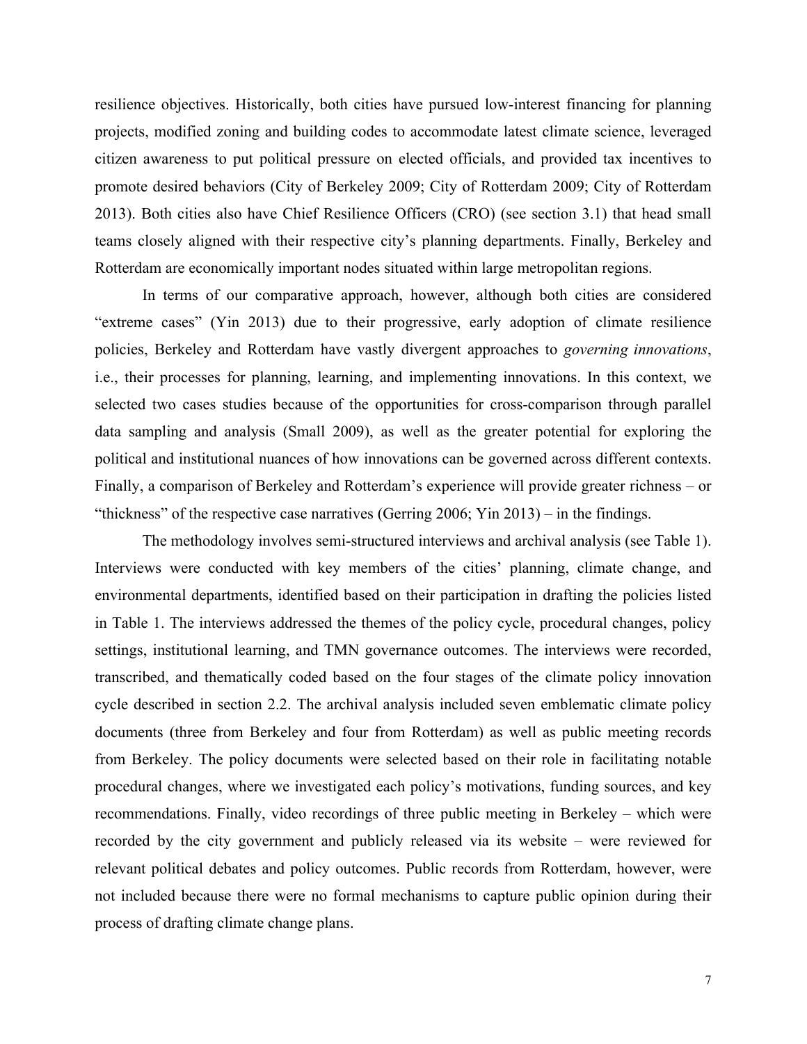resilience objectives. Historically, both cities have pursued low-interest financing for planning projects, modified zoning and building codes to accommodate latest climate science, leveraged citizen awareness to put political pressure on elected officials, and provided tax incentives to promote desired behaviors (City of Berkeley 2009; City of Rotterdam 2009; City of Rotterdam 2013). Both cities also have Chief Resilience Officers (CRO) (see section 3.1) that head small teams closely aligned with their respective city's planning departments. Finally, Berkeley and Rotterdam are economically important nodes situated within large metropolitan regions.

In terms of our comparative approach, however, although both cities are considered "extreme cases" (Yin 2013) due to their progressive, early adoption of climate resilience policies, Berkeley and Rotterdam have vastly divergent approaches to *governing innovations*, i.e., their processes for planning, learning, and implementing innovations. In this context, we selected two cases studies because of the opportunities for cross-comparison through parallel data sampling and analysis (Small 2009), as well as the greater potential for exploring the political and institutional nuances of how innovations can be governed across different contexts. Finally, a comparison of Berkeley and Rotterdam's experience will provide greater richness – or "thickness" of the respective case narratives (Gerring 2006; Yin 2013) – in the findings.

The methodology involves semi-structured interviews and archival analysis (see Table 1). Interviews were conducted with key members of the cities' planning, climate change, and environmental departments, identified based on their participation in drafting the policies listed in Table 1. The interviews addressed the themes of the policy cycle, procedural changes, policy settings, institutional learning, and TMN governance outcomes. The interviews were recorded, transcribed, and thematically coded based on the four stages of the climate policy innovation cycle described in section 2.2. The archival analysis included seven emblematic climate policy documents (three from Berkeley and four from Rotterdam) as well as public meeting records from Berkeley. The policy documents were selected based on their role in facilitating notable procedural changes, where we investigated each policy's motivations, funding sources, and key recommendations. Finally, video recordings of three public meeting in Berkeley – which were recorded by the city government and publicly released via its website – were reviewed for relevant political debates and policy outcomes. Public records from Rotterdam, however, were not included because there were no formal mechanisms to capture public opinion during their process of drafting climate change plans.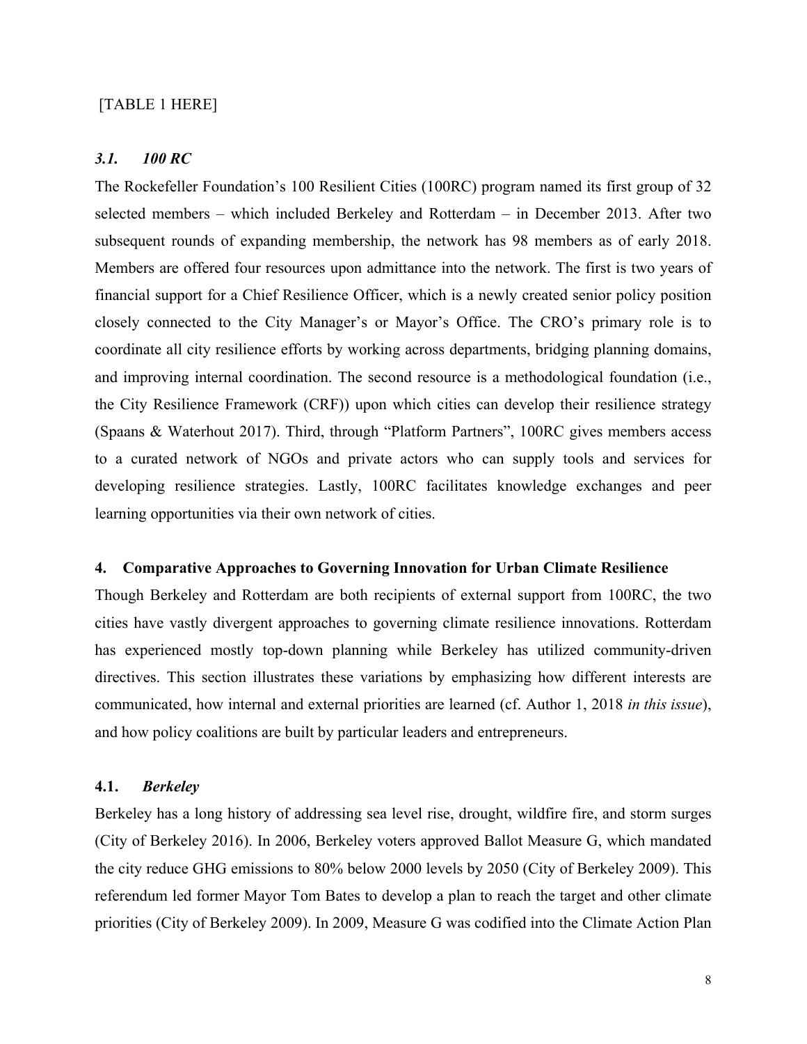[TABLE 1 HERE]

### *3.1. 100 RC*

The Rockefeller Foundation's 100 Resilient Cities (100RC) program named its first group of 32 selected members – which included Berkeley and Rotterdam – in December 2013. After two subsequent rounds of expanding membership, the network has 98 members as of early 2018. Members are offered four resources upon admittance into the network. The first is two years of financial support for a Chief Resilience Officer, which is a newly created senior policy position closely connected to the City Manager's or Mayor's Office. The CRO's primary role is to coordinate all city resilience efforts by working across departments, bridging planning domains, and improving internal coordination. The second resource is a methodological foundation (i.e., the City Resilience Framework (CRF)) upon which cities can develop their resilience strategy (Spaans & Waterhout 2017). Third, through "Platform Partners", 100RC gives members access to a curated network of NGOs and private actors who can supply tools and services for developing resilience strategies. Lastly, 100RC facilitates knowledge exchanges and peer learning opportunities via their own network of cities.

## 4. Comparative Approaches to Governing Innovation for Urban Climate Resilience

Though Berkeley and Rotterdam are both recipients of external support from 100RC, the two cities have vastly divergent approaches to governing climate resilience innovations. Rotterdam has experienced mostly top-down planning while Berkeley has utilized community-driven directives. This section illustrates these variations by emphasizing how different interests are communicated, how internal and external priorities are learned (cf. Author 1, 2018 *in this issue*), and how policy coalitions are built by particular leaders and entrepreneurs.

### 4.1. *Berkeley*

Berkeley has a long history of addressing sea level rise, drought, wildfire fire, and storm surges (City of Berkeley 2016). In 2006, Berkeley voters approved Ballot Measure G, which mandated the city reduce GHG emissions to 80% below 2000 levels by 2050 (City of Berkeley 2009). This referendum led former Mayor Tom Bates to develop a plan to reach the target and other climate priorities (City of Berkeley 2009). In 2009, Measure G was codified into the Climate Action Plan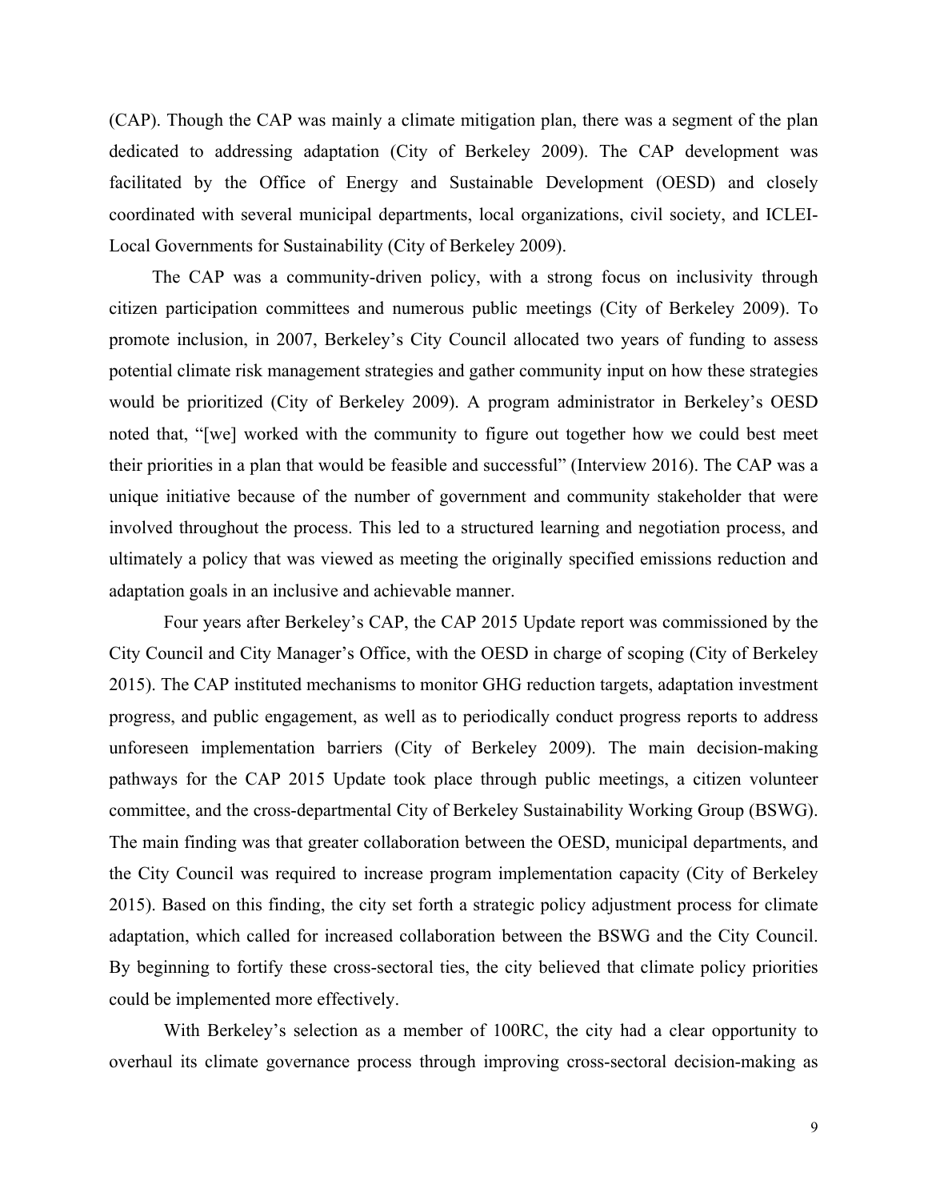(CAP). Though the CAP was mainly a climate mitigation plan, there was a segment of the plan dedicated to addressing adaptation (City of Berkeley 2009). The CAP development was facilitated by the Office of Energy and Sustainable Development (OESD) and closely coordinated with several municipal departments, local organizations, civil society, and ICLEI-Local Governments for Sustainability (City of Berkeley 2009).

The CAP was a community-driven policy, with a strong focus on inclusivity through citizen participation committees and numerous public meetings (City of Berkeley 2009). To promote inclusion, in 2007, Berkeley's City Council allocated two years of funding to assess potential climate risk management strategies and gather community input on how these strategies would be prioritized (City of Berkeley 2009). A program administrator in Berkeley's OESD noted that, "[we] worked with the community to figure out together how we could best meet their priorities in a plan that would be feasible and successful" (Interview 2016). The CAP was a unique initiative because of the number of government and community stakeholder that were involved throughout the process. This led to a structured learning and negotiation process, and ultimately a policy that was viewed as meeting the originally specified emissions reduction and adaptation goals in an inclusive and achievable manner.

Four years after Berkeley's CAP, the CAP 2015 Update report was commissioned by the City Council and City Manager's Office, with the OESD in charge of scoping (City of Berkeley 2015). The CAP instituted mechanisms to monitor GHG reduction targets, adaptation investment progress, and public engagement, as well as to periodically conduct progress reports to address unforeseen implementation barriers (City of Berkeley 2009). The main decision-making pathways for the CAP 2015 Update took place through public meetings, a citizen volunteer committee, and the cross-departmental City of Berkeley Sustainability Working Group (BSWG). The main finding was that greater collaboration between the OESD, municipal departments, and the City Council was required to increase program implementation capacity (City of Berkeley 2015). Based on this finding, the city set forth a strategic policy adjustment process for climate adaptation, which called for increased collaboration between the BSWG and the City Council. By beginning to fortify these cross-sectoral ties, the city believed that climate policy priorities could be implemented more effectively.

With Berkeley's selection as a member of 100RC, the city had a clear opportunity to overhaul its climate governance process through improving cross-sectoral decision-making as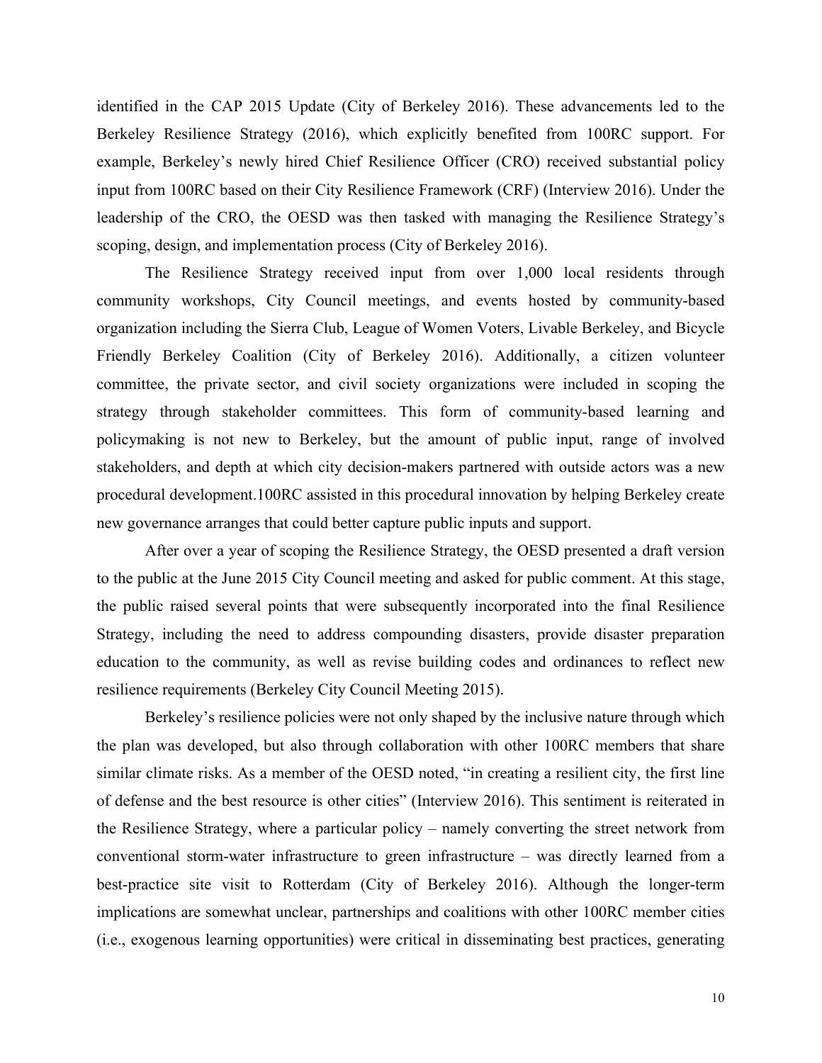identified in the CAP 2015 Update (City of Berkeley 2016). These advancements led to the Berkeley Resilience Strategy (2016), which explicitly benefited from 100RC support. For example, Berkeley's newly hired Chief Resilience Officer (CRO) received substantial policy input from 100RC based on their City Resilience Framework (CRF) (Interview 2016). Under the leadership of the CRO, the OESD was then tasked with managing the Resilience Strategy's scoping, design, and implementation process (City of Berkeley 2016).

The Resilience Strategy received input from over 1,000 local residents through community workshops, City Council meetings, and events hosted by community-based organization including the Sierra Club, League of Women Voters, Livable Berkeley, and Bicycle Friendly Berkeley Coalition (City of Berkeley 2016). Additionally, a citizen volunteer committee, the private sector, and civil society organizations were included in scoping the strategy through stakeholder committees. This form of community-based learning and policymaking is not new to Berkeley, but the amount of public input, range of involved stakeholders, and depth at which city decision-makers partnered with outside actors was a new procedural development.100RC assisted in this procedural innovation by helping Berkeley create new governance arranges that could better capture public inputs and support.

After over a year of scoping the Resilience Strategy, the OESD presented a draft version to the public at the June 2015 City Council meeting and asked for public comment. At this stage, the public raised several points that were subsequently incorporated into the final Resilience Strategy, including the need to address compounding disasters, provide disaster preparation education to the community, as well as revise building codes and ordinances to reflect new resilience requirements (Berkeley City Council Meeting 2015).

Berkeley's resilience policies were not only shaped by the inclusive nature through which the plan was developed, but also through collaboration with other 100RC members that share similar climate risks. As a member of the OESD noted, "in creating a resilient city, the first line of defense and the best resource is other cities" (Interview 2016). This sentiment is reiterated in the Resilience Strategy, where a particular policy – namely converting the street network from conventional storm-water infrastructure to green infrastructure – was directly learned from a best-practice site visit to Rotterdam (City of Berkeley 2016). Although the longer-term implications are somewhat unclear, partnerships and coalitions with other 100RC member cities (i.e., exogenous learning opportunities) were critical in disseminating best practices, generating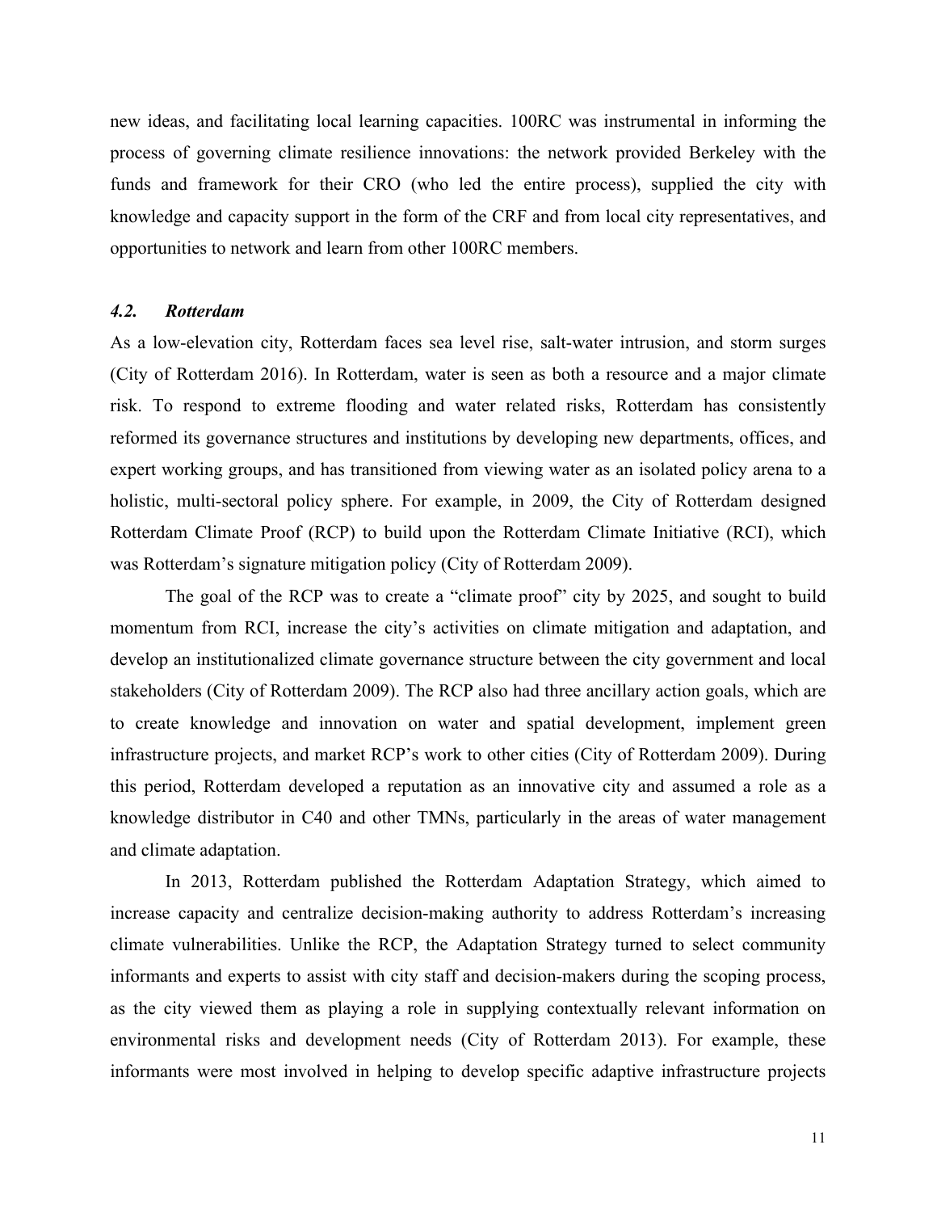new ideas, and facilitating local learning capacities. 100RC was instrumental in informing the process of governing climate resilience innovations: the network provided Berkeley with the funds and framework for their CRO (who led the entire process), supplied the city with knowledge and capacity support in the form of the CRF and from local city representatives, and opportunities to network and learn from other 100RC members.

### *4.2. Rotterdam*

As a low-elevation city, Rotterdam faces sea level rise, salt-water intrusion, and storm surges (City of Rotterdam 2016). In Rotterdam, water is seen as both a resource and a major climate risk. To respond to extreme flooding and water related risks, Rotterdam has consistently reformed its governance structures and institutions by developing new departments, offices, and expert working groups, and has transitioned from viewing water as an isolated policy arena to a holistic, multi-sectoral policy sphere. For example, in 2009, the City of Rotterdam designed Rotterdam Climate Proof (RCP) to build upon the Rotterdam Climate Initiative (RCI), which was Rotterdam's signature mitigation policy (City of Rotterdam 2009).

The goal of the RCP was to create a "climate proof" city by 2025, and sought to build momentum from RCI, increase the city's activities on climate mitigation and adaptation, and develop an institutionalized climate governance structure between the city government and local stakeholders (City of Rotterdam 2009). The RCP also had three ancillary action goals, which are to create knowledge and innovation on water and spatial development, implement green infrastructure projects, and market RCP's work to other cities (City of Rotterdam 2009). During this period, Rotterdam developed a reputation as an innovative city and assumed a role as a knowledge distributor in C40 and other TMNs, particularly in the areas of water management and climate adaptation.

In 2013, Rotterdam published the Rotterdam Adaptation Strategy, which aimed to increase capacity and centralize decision-making authority to address Rotterdam's increasing climate vulnerabilities. Unlike the RCP, the Adaptation Strategy turned to select community informants and experts to assist with city staff and decision-makers during the scoping process, as the city viewed them as playing a role in supplying contextually relevant information on environmental risks and development needs (City of Rotterdam 2013). For example, these informants were most involved in helping to develop specific adaptive infrastructure projects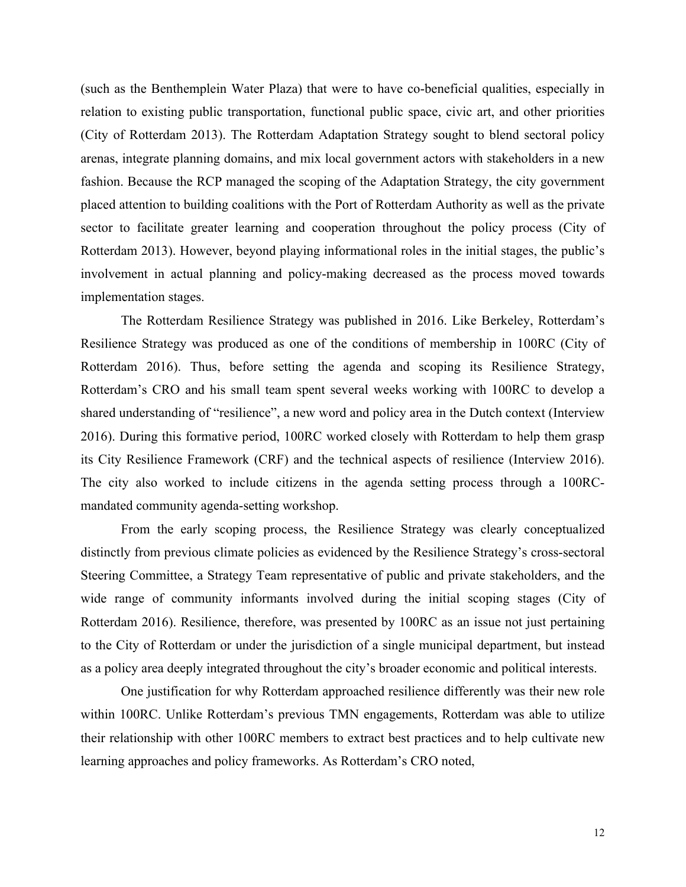(such as the Benthemplein Water Plaza) that were to have co-beneficial qualities, especially in relation to existing public transportation, functional public space, civic art, and other priorities (City of Rotterdam 2013). The Rotterdam Adaptation Strategy sought to blend sectoral policy arenas, integrate planning domains, and mix local government actors with stakeholders in a new fashion. Because the RCP managed the scoping of the Adaptation Strategy, the city government placed attention to building coalitions with the Port of Rotterdam Authority as well as the private sector to facilitate greater learning and cooperation throughout the policy process (City of Rotterdam 2013). However, beyond playing informational roles in the initial stages, the public's involvement in actual planning and policy-making decreased as the process moved towards implementation stages.

The Rotterdam Resilience Strategy was published in 2016. Like Berkeley, Rotterdam's Resilience Strategy was produced as one of the conditions of membership in 100RC (City of Rotterdam 2016). Thus, before setting the agenda and scoping its Resilience Strategy, Rotterdam's CRO and his small team spent several weeks working with 100RC to develop a shared understanding of "resilience", a new word and policy area in the Dutch context (Interview 2016). During this formative period, 100RC worked closely with Rotterdam to help them grasp its City Resilience Framework (CRF) and the technical aspects of resilience (Interview 2016). The city also worked to include citizens in the agenda setting process through a 100RC-mandated community agenda-setting workshop.

From the early scoping process, the Resilience Strategy was clearly conceptualized distinctly from previous climate policies as evidenced by the Resilience Strategy's cross-sectoral Steering Committee, a Strategy Team representative of public and private stakeholders, and the wide range of community informants involved during the initial scoping stages (City of Rotterdam 2016). Resilience, therefore, was presented by 100RC as an issue not just pertaining to the City of Rotterdam or under the jurisdiction of a single municipal department, but instead as a policy area deeply integrated throughout the city's broader economic and political interests.

One justification for why Rotterdam approached resilience differently was their new role within 100RC. Unlike Rotterdam's previous TMN engagements, Rotterdam was able to utilize their relationship with other 100RC members to extract best practices and to help cultivate new learning approaches and policy frameworks. As Rotterdam's CRO noted,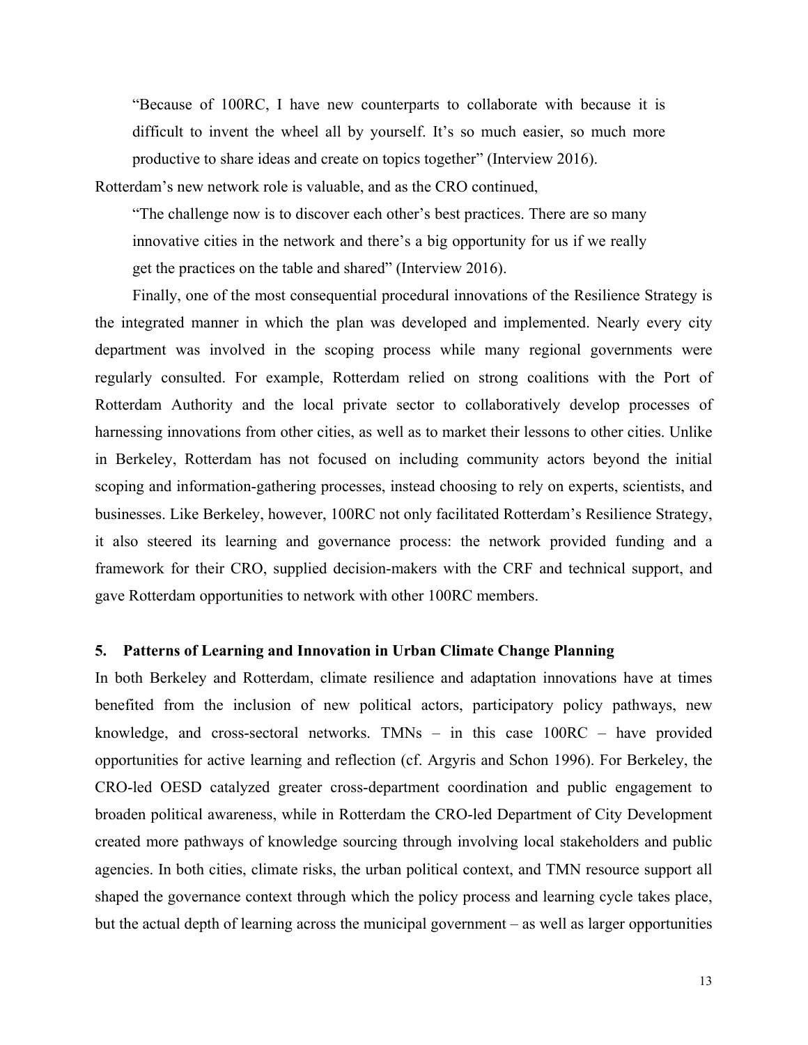> "Because of 100RC, I have new counterparts to collaborate with because it is difficult to invent the wheel all by yourself. It's so much easier, so much more productive to share ideas and create on topics together" (Interview 2016).

Rotterdam's new network role is valuable, and as the CRO continued,

> "The challenge now is to discover each other's best practices. There are so many innovative cities in the network and there's a big opportunity for us if we really get the practices on the table and shared" (Interview 2016).

Finally, one of the most consequential procedural innovations of the Resilience Strategy is the integrated manner in which the plan was developed and implemented. Nearly every city department was involved in the scoping process while many regional governments were regularly consulted. For example, Rotterdam relied on strong coalitions with the Port of Rotterdam Authority and the local private sector to collaboratively develop processes of harnessing innovations from other cities, as well as to market their lessons to other cities. Unlike in Berkeley, Rotterdam has not focused on including community actors beyond the initial scoping and information-gathering processes, instead choosing to rely on experts, scientists, and businesses. Like Berkeley, however, 100RC not only facilitated Rotterdam's Resilience Strategy, it also steered its learning and governance process: the network provided funding and a framework for their CRO, supplied decision-makers with the CRF and technical support, and gave Rotterdam opportunities to network with other 100RC members.

## 5. Patterns of Learning and Innovation in Urban Climate Change Planning

In both Berkeley and Rotterdam, climate resilience and adaptation innovations have at times benefited from the inclusion of new political actors, participatory policy pathways, new knowledge, and cross-sectoral networks. TMNs – in this case 100RC – have provided opportunities for active learning and reflection (cf. Argyris and Schon 1996). For Berkeley, the CRO-led OESD catalyzed greater cross-department coordination and public engagement to broaden political awareness, while in Rotterdam the CRO-led Department of City Development created more pathways of knowledge sourcing through involving local stakeholders and public agencies. In both cities, climate risks, the urban political context, and TMN resource support all shaped the governance context through which the policy process and learning cycle takes place, but the actual depth of learning across the municipal government – as well as larger opportunities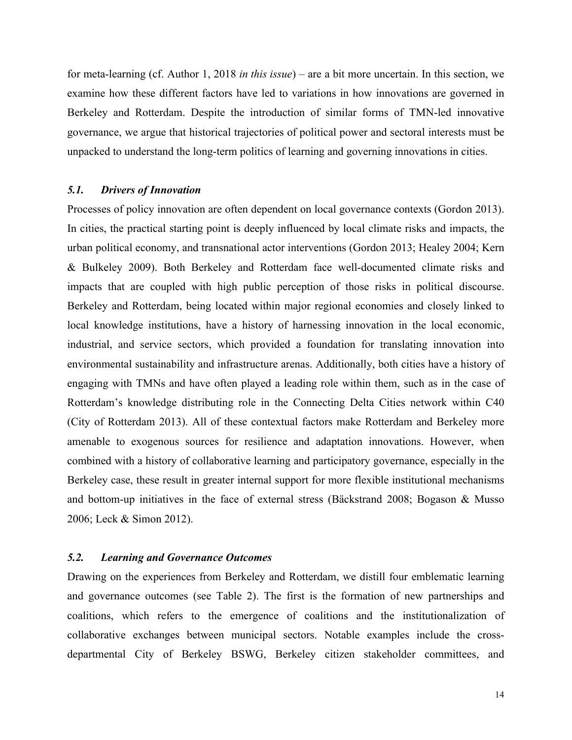for meta-learning (cf. Author 1, 2018 *in this issue*) – are a bit more uncertain. In this section, we examine how these different factors have led to variations in how innovations are governed in Berkeley and Rotterdam. Despite the introduction of similar forms of TMN-led innovative governance, we argue that historical trajectories of political power and sectoral interests must be unpacked to understand the long-term politics of learning and governing innovations in cities.

### *5.1. Drivers of Innovation*

Processes of policy innovation are often dependent on local governance contexts (Gordon 2013). In cities, the practical starting point is deeply influenced by local climate risks and impacts, the urban political economy, and transnational actor interventions (Gordon 2013; Healey 2004; Kern & Bulkeley 2009). Both Berkeley and Rotterdam face well-documented climate risks and impacts that are coupled with high public perception of those risks in political discourse. Berkeley and Rotterdam, being located within major regional economies and closely linked to local knowledge institutions, have a history of harnessing innovation in the local economic, industrial, and service sectors, which provided a foundation for translating innovation into environmental sustainability and infrastructure arenas. Additionally, both cities have a history of engaging with TMNs and have often played a leading role within them, such as in the case of Rotterdam's knowledge distributing role in the Connecting Delta Cities network within C40 (City of Rotterdam 2013). All of these contextual factors make Rotterdam and Berkeley more amenable to exogenous sources for resilience and adaptation innovations. However, when combined with a history of collaborative learning and participatory governance, especially in the Berkeley case, these result in greater internal support for more flexible institutional mechanisms and bottom-up initiatives in the face of external stress (Bäckstrand 2008; Bogason & Musso 2006; Leck & Simon 2012).

### *5.2. Learning and Governance Outcomes*

Drawing on the experiences from Berkeley and Rotterdam, we distill four emblematic learning and governance outcomes (see Table 2). The first is the formation of new partnerships and coalitions, which refers to the emergence of coalitions and the institutionalization of collaborative exchanges between municipal sectors. Notable examples include the cross-departmental City of Berkeley BSWG, Berkeley citizen stakeholder committees, and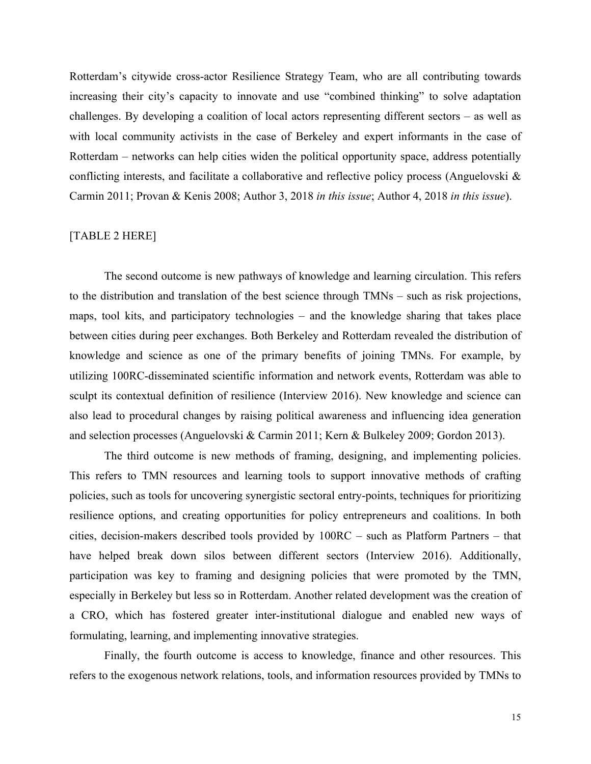Rotterdam's citywide cross-actor Resilience Strategy Team, who are all contributing towards increasing their city's capacity to innovate and use "combined thinking" to solve adaptation challenges. By developing a coalition of local actors representing different sectors – as well as with local community activists in the case of Berkeley and expert informants in the case of Rotterdam – networks can help cities widen the political opportunity space, address potentially conflicting interests, and facilitate a collaborative and reflective policy process (Anguelovski & Carmin 2011; Provan & Kenis 2008; Author 3, 2018 *in this issue*; Author 4, 2018 *in this issue*).

[TABLE 2 HERE]

The second outcome is new pathways of knowledge and learning circulation. This refers to the distribution and translation of the best science through TMNs – such as risk projections, maps, tool kits, and participatory technologies – and the knowledge sharing that takes place between cities during peer exchanges. Both Berkeley and Rotterdam revealed the distribution of knowledge and science as one of the primary benefits of joining TMNs. For example, by utilizing 100RC-disseminated scientific information and network events, Rotterdam was able to sculpt its contextual definition of resilience (Interview 2016). New knowledge and science can also lead to procedural changes by raising political awareness and influencing idea generation and selection processes (Anguelovski & Carmin 2011; Kern & Bulkeley 2009; Gordon 2013).

The third outcome is new methods of framing, designing, and implementing policies. This refers to TMN resources and learning tools to support innovative methods of crafting policies, such as tools for uncovering synergistic sectoral entry-points, techniques for prioritizing resilience options, and creating opportunities for policy entrepreneurs and coalitions. In both cities, decision-makers described tools provided by 100RC – such as Platform Partners – that have helped break down silos between different sectors (Interview 2016). Additionally, participation was key to framing and designing policies that were promoted by the TMN, especially in Berkeley but less so in Rotterdam. Another related development was the creation of a CRO, which has fostered greater inter-institutional dialogue and enabled new ways of formulating, learning, and implementing innovative strategies.

Finally, the fourth outcome is access to knowledge, finance and other resources. This refers to the exogenous network relations, tools, and information resources provided by TMNs to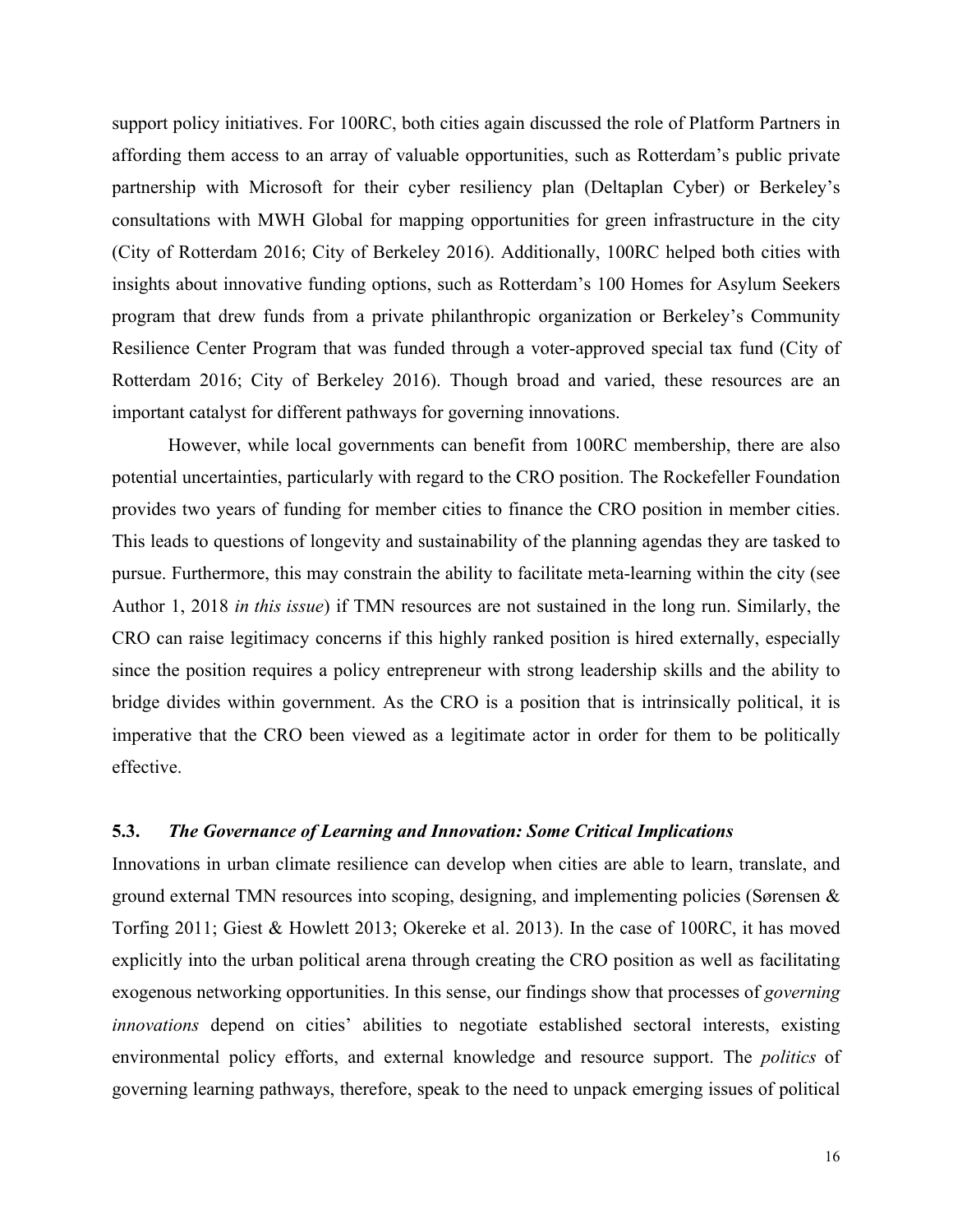support policy initiatives. For 100RC, both cities again discussed the role of Platform Partners in affording them access to an array of valuable opportunities, such as Rotterdam's public private partnership with Microsoft for their cyber resiliency plan (Deltaplan Cyber) or Berkeley's consultations with MWH Global for mapping opportunities for green infrastructure in the city (City of Rotterdam 2016; City of Berkeley 2016). Additionally, 100RC helped both cities with insights about innovative funding options, such as Rotterdam's 100 Homes for Asylum Seekers program that drew funds from a private philanthropic organization or Berkeley's Community Resilience Center Program that was funded through a voter-approved special tax fund (City of Rotterdam 2016; City of Berkeley 2016). Though broad and varied, these resources are an important catalyst for different pathways for governing innovations.

However, while local governments can benefit from 100RC membership, there are also potential uncertainties, particularly with regard to the CRO position. The Rockefeller Foundation provides two years of funding for member cities to finance the CRO position in member cities. This leads to questions of longevity and sustainability of the planning agendas they are tasked to pursue. Furthermore, this may constrain the ability to facilitate meta-learning within the city (see Author 1, 2018 *in this issue*) if TMN resources are not sustained in the long run. Similarly, the CRO can raise legitimacy concerns if this highly ranked position is hired externally, especially since the position requires a policy entrepreneur with strong leadership skills and the ability to bridge divides within government. As the CRO is a position that is intrinsically political, it is imperative that the CRO been viewed as a legitimate actor in order for them to be politically effective.

### 5.3. *The Governance of Learning and Innovation: Some Critical Implications*

Innovations in urban climate resilience can develop when cities are able to learn, translate, and ground external TMN resources into scoping, designing, and implementing policies (Sørensen & Torfing 2011; Giest & Howlett 2013; Okereke et al. 2013). In the case of 100RC, it has moved explicitly into the urban political arena through creating the CRO position as well as facilitating exogenous networking opportunities. In this sense, our findings show that processes of *governing innovations* depend on cities' abilities to negotiate established sectoral interests, existing environmental policy efforts, and external knowledge and resource support. The *politics* of governing learning pathways, therefore, speak to the need to unpack emerging issues of political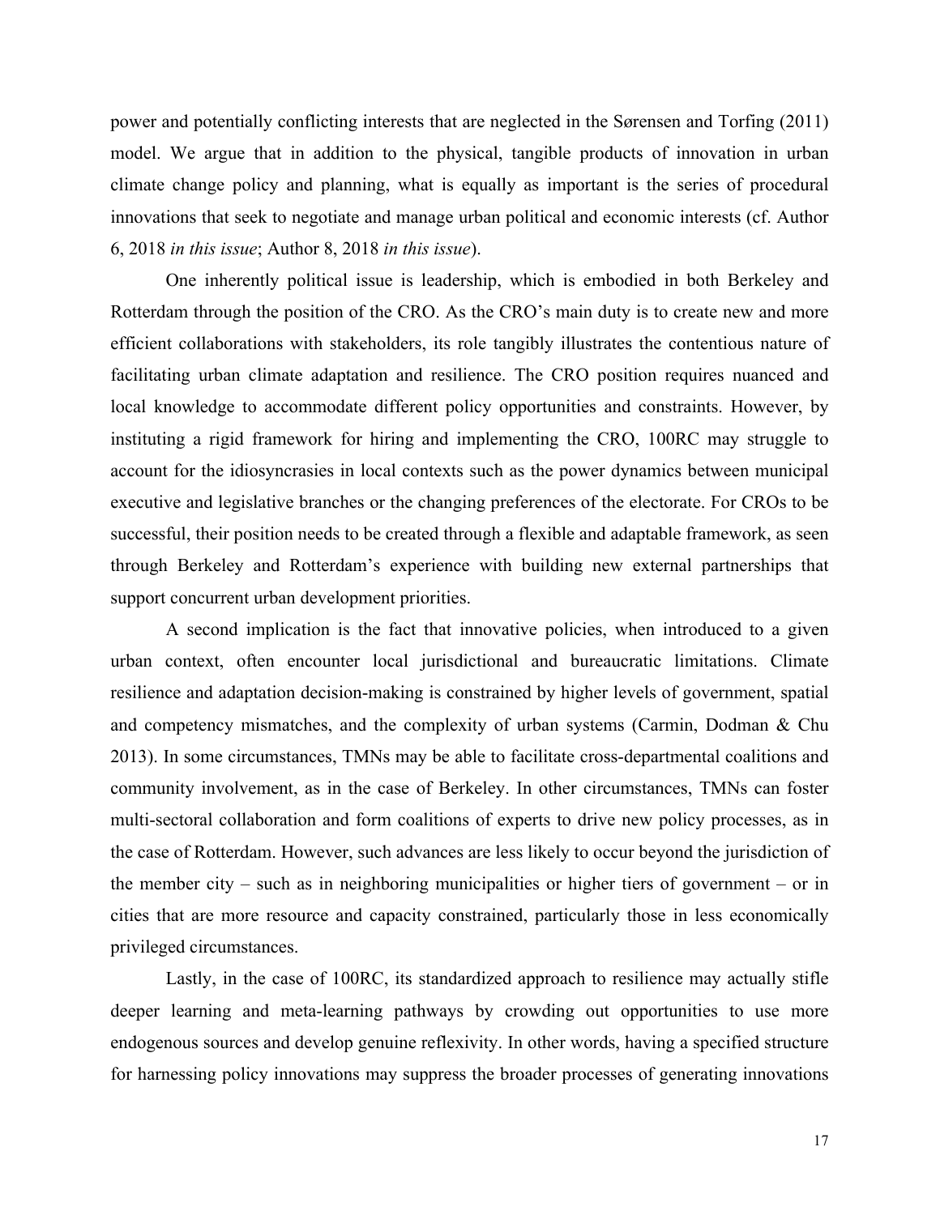power and potentially conflicting interests that are neglected in the Sørensen and Torfing (2011) model. We argue that in addition to the physical, tangible products of innovation in urban climate change policy and planning, what is equally as important is the series of procedural innovations that seek to negotiate and manage urban political and economic interests (cf. Author 6, 2018 *in this issue*; Author 8, 2018 *in this issue*).

One inherently political issue is leadership, which is embodied in both Berkeley and Rotterdam through the position of the CRO. As the CRO's main duty is to create new and more efficient collaborations with stakeholders, its role tangibly illustrates the contentious nature of facilitating urban climate adaptation and resilience. The CRO position requires nuanced and local knowledge to accommodate different policy opportunities and constraints. However, by instituting a rigid framework for hiring and implementing the CRO, 100RC may struggle to account for the idiosyncrasies in local contexts such as the power dynamics between municipal executive and legislative branches or the changing preferences of the electorate. For CROs to be successful, their position needs to be created through a flexible and adaptable framework, as seen through Berkeley and Rotterdam's experience with building new external partnerships that support concurrent urban development priorities.

A second implication is the fact that innovative policies, when introduced to a given urban context, often encounter local jurisdictional and bureaucratic limitations. Climate resilience and adaptation decision-making is constrained by higher levels of government, spatial and competency mismatches, and the complexity of urban systems (Carmin, Dodman & Chu 2013). In some circumstances, TMNs may be able to facilitate cross-departmental coalitions and community involvement, as in the case of Berkeley. In other circumstances, TMNs can foster multi-sectoral collaboration and form coalitions of experts to drive new policy processes, as in the case of Rotterdam. However, such advances are less likely to occur beyond the jurisdiction of the member city – such as in neighboring municipalities or higher tiers of government – or in cities that are more resource and capacity constrained, particularly those in less economically privileged circumstances.

Lastly, in the case of 100RC, its standardized approach to resilience may actually stifle deeper learning and meta-learning pathways by crowding out opportunities to use more endogenous sources and develop genuine reflexivity. In other words, having a specified structure for harnessing policy innovations may suppress the broader processes of generating innovations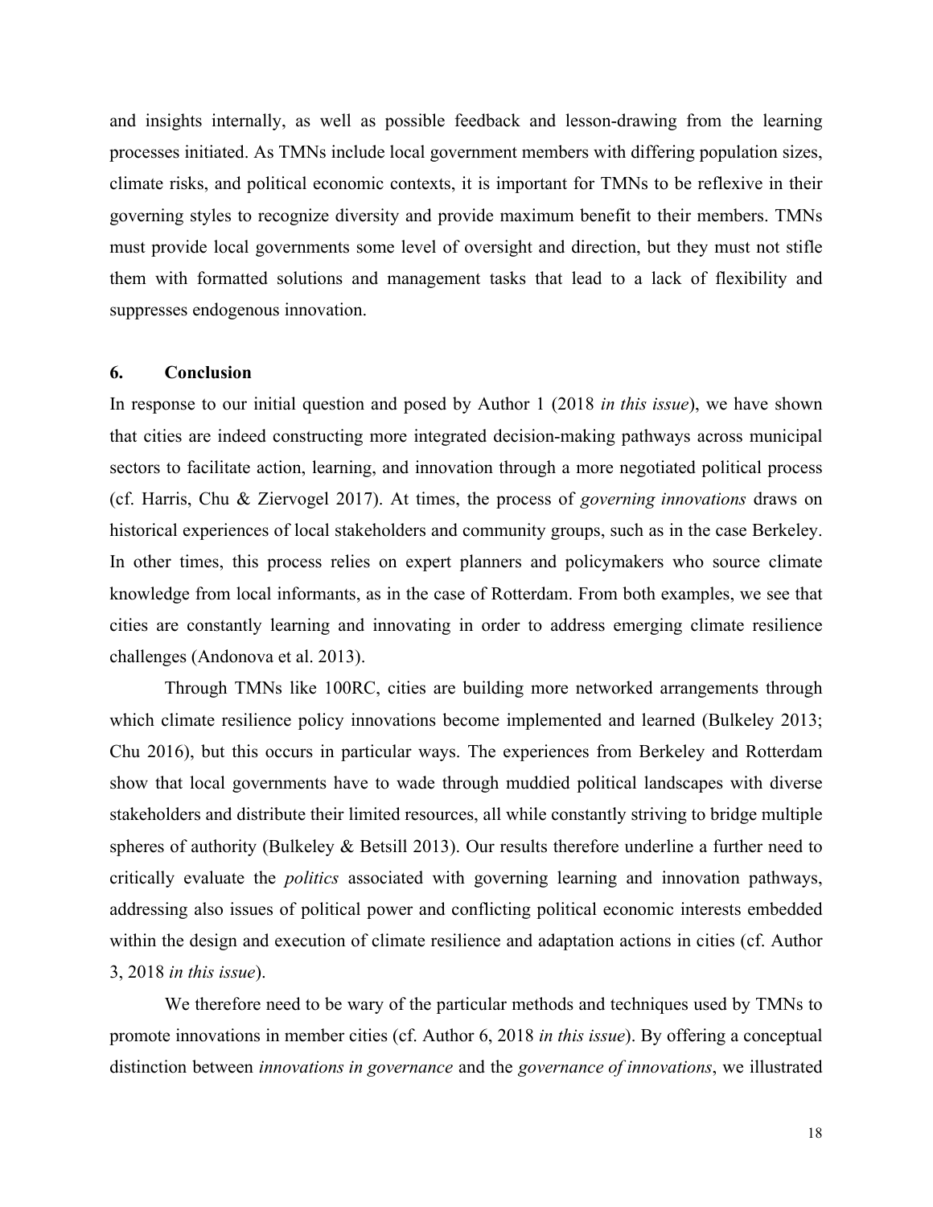and insights internally, as well as possible feedback and lesson-drawing from the learning processes initiated. As TMNs include local government members with differing population sizes, climate risks, and political economic contexts, it is important for TMNs to be reflexive in their governing styles to recognize diversity and provide maximum benefit to their members. TMNs must provide local governments some level of oversight and direction, but they must not stifle them with formatted solutions and management tasks that lead to a lack of flexibility and suppresses endogenous innovation.

## 6. Conclusion

In response to our initial question and posed by Author 1 (2018 *in this issue*), we have shown that cities are indeed constructing more integrated decision-making pathways across municipal sectors to facilitate action, learning, and innovation through a more negotiated political process (cf. Harris, Chu & Ziervogel 2017). At times, the process of *governing innovations* draws on historical experiences of local stakeholders and community groups, such as in the case Berkeley. In other times, this process relies on expert planners and policymakers who source climate knowledge from local informants, as in the case of Rotterdam. From both examples, we see that cities are constantly learning and innovating in order to address emerging climate resilience challenges (Andonova et al. 2013).

Through TMNs like 100RC, cities are building more networked arrangements through which climate resilience policy innovations become implemented and learned (Bulkeley 2013; Chu 2016), but this occurs in particular ways. The experiences from Berkeley and Rotterdam show that local governments have to wade through muddied political landscapes with diverse stakeholders and distribute their limited resources, all while constantly striving to bridge multiple spheres of authority (Bulkeley & Betsill 2013). Our results therefore underline a further need to critically evaluate the *politics* associated with governing learning and innovation pathways, addressing also issues of political power and conflicting political economic interests embedded within the design and execution of climate resilience and adaptation actions in cities (cf. Author 3, 2018 *in this issue*).

We therefore need to be wary of the particular methods and techniques used by TMNs to promote innovations in member cities (cf. Author 6, 2018 *in this issue*). By offering a conceptual distinction between *innovations in governance* and the *governance of innovations*, we illustrated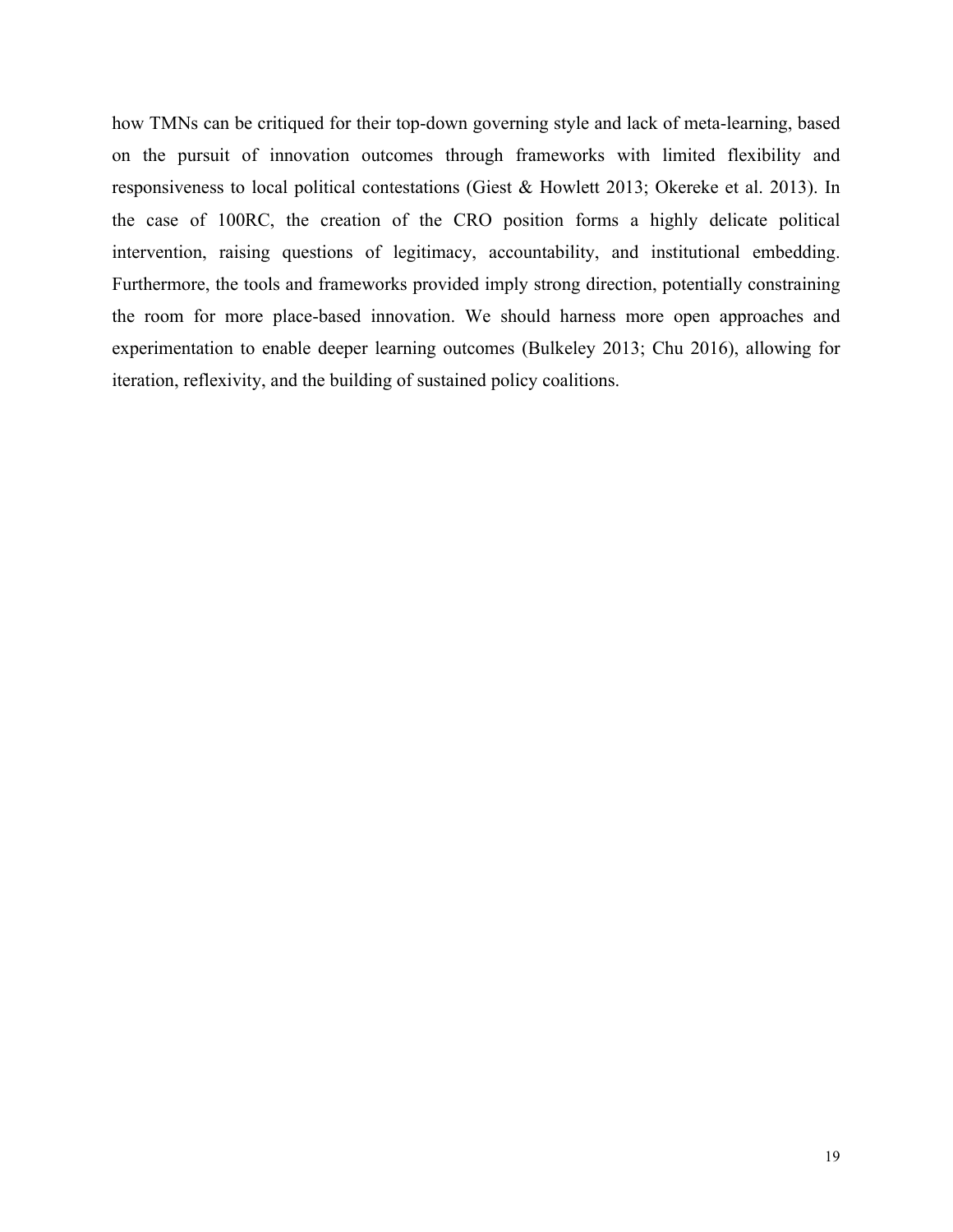how TMNs can be critiqued for their top-down governing style and lack of meta-learning, based on the pursuit of innovation outcomes through frameworks with limited flexibility and responsiveness to local political contestations (Giest & Howlett 2013; Okereke et al. 2013). In the case of 100RC, the creation of the CRO position forms a highly delicate political intervention, raising questions of legitimacy, accountability, and institutional embedding. Furthermore, the tools and frameworks provided imply strong direction, potentially constraining the room for more place-based innovation. We should harness more open approaches and experimentation to enable deeper learning outcomes (Bulkeley 2013; Chu 2016), allowing for iteration, reflexivity, and the building of sustained policy coalitions.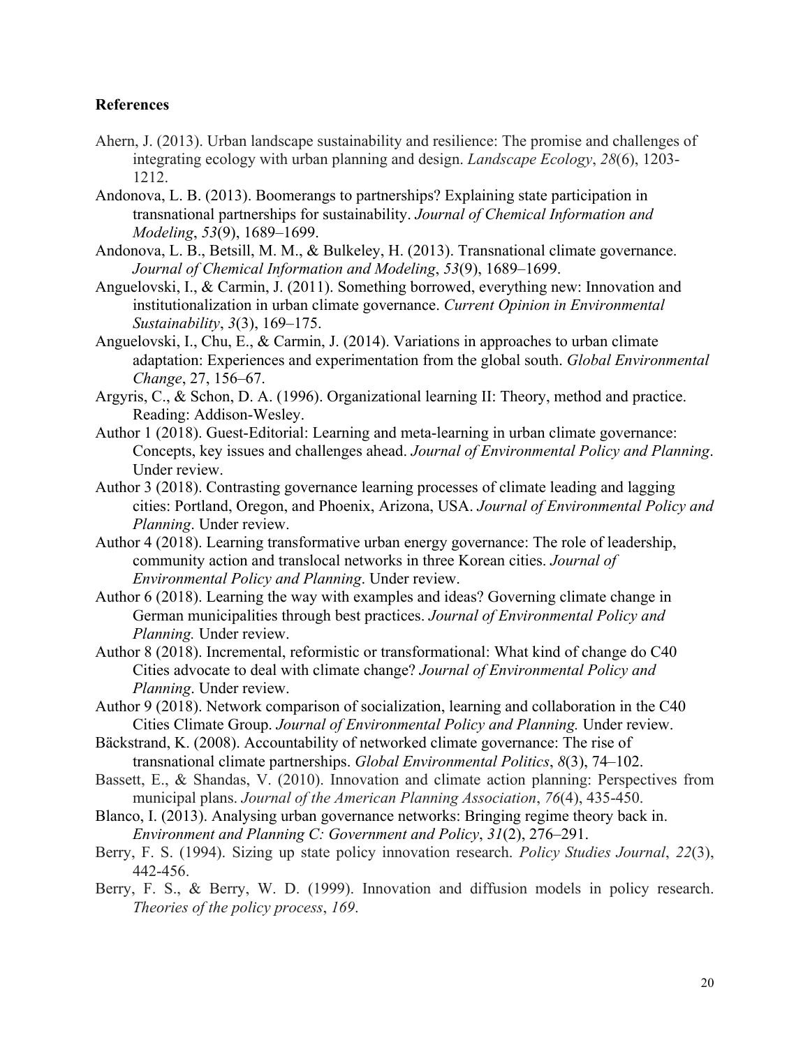**References**

Ahern, J. (2013). Urban landscape sustainability and resilience: The promise and challenges of integrating ecology with urban planning and design. *Landscape Ecology*, *28*(6), 1203-1212.

Andonova, L. B. (2013). Boomerangs to partnerships? Explaining state participation in transnational partnerships for sustainability. *Journal of Chemical Information and Modeling*, *53*(9), 1689–1699.

Andonova, L. B., Betsill, M. M., & Bulkeley, H. (2013). Transnational climate governance. *Journal of Chemical Information and Modeling*, *53*(9), 1689–1699.

Anguelovski, I., & Carmin, J. (2011). Something borrowed, everything new: Innovation and institutionalization in urban climate governance. *Current Opinion in Environmental Sustainability*, *3*(3), 169–175.

Anguelovski, I., Chu, E., & Carmin, J. (2014). Variations in approaches to urban climate adaptation: Experiences and experimentation from the global south. *Global Environmental Change*, 27, 156–67.

Argyris, C., & Schon, D. A. (1996). Organizational learning II: Theory, method and practice. Reading: Addison-Wesley.

Author 1 (2018). Guest-Editorial: Learning and meta-learning in urban climate governance: Concepts, key issues and challenges ahead. *Journal of Environmental Policy and Planning*. Under review.

Author 3 (2018). Contrasting governance learning processes of climate leading and lagging cities: Portland, Oregon, and Phoenix, Arizona, USA. *Journal of Environmental Policy and Planning*. Under review.

Author 4 (2018). Learning transformative urban energy governance: The role of leadership, community action and translocal networks in three Korean cities. *Journal of Environmental Policy and Planning*. Under review.

Author 6 (2018). Learning the way with examples and ideas? Governing climate change in German municipalities through best practices. *Journal of Environmental Policy and Planning.* Under review.

Author 8 (2018). Incremental, reformistic or transformational: What kind of change do C40 Cities advocate to deal with climate change? *Journal of Environmental Policy and Planning*. Under review.

Author 9 (2018). Network comparison of socialization, learning and collaboration in the C40 Cities Climate Group. *Journal of Environmental Policy and Planning.* Under review.

Bäckstrand, K. (2008). Accountability of networked climate governance: The rise of transnational climate partnerships. *Global Environmental Politics*, *8*(3), 74–102.

Bassett, E., & Shandas, V. (2010). Innovation and climate action planning: Perspectives from municipal plans. *Journal of the American Planning Association*, *76*(4), 435-450.

Blanco, I. (2013). Analysing urban governance networks: Bringing regime theory back in. *Environment and Planning C: Government and Policy*, *31*(2), 276–291.

Berry, F. S. (1994). Sizing up state policy innovation research. *Policy Studies Journal*, *22*(3), 442-456.

Berry, F. S., & Berry, W. D. (1999). Innovation and diffusion models in policy research. *Theories of the policy process*, *169*.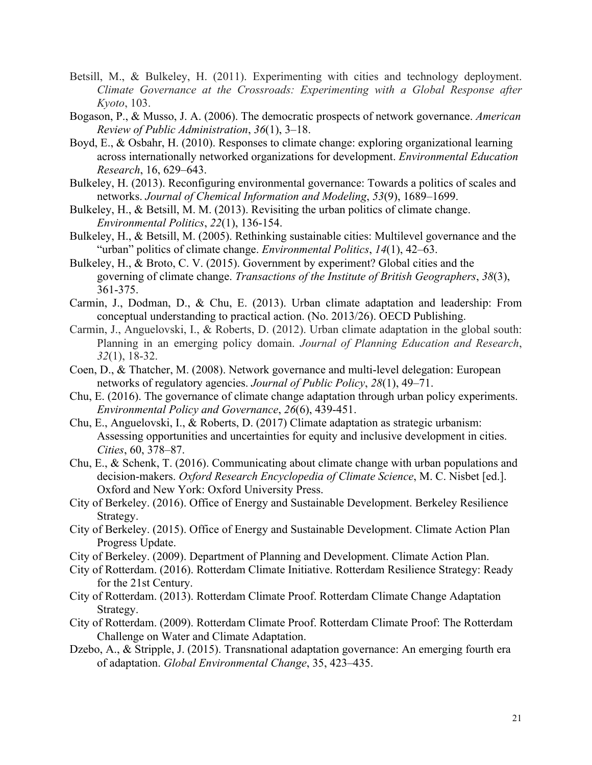Betsill, M., & Bulkeley, H. (2011). Experimenting with cities and technology deployment. *Climate Governance at the Crossroads: Experimenting with a Global Response after Kyoto*, 103.

Bogason, P., & Musso, J. A. (2006). The democratic prospects of network governance. *American Review of Public Administration*, *36*(1), 3–18.

Boyd, E., & Osbahr, H. (2010). Responses to climate change: exploring organizational learning across internationally networked organizations for development. *Environmental Education Research*, 16, 629–643.

Bulkeley, H. (2013). Reconfiguring environmental governance: Towards a politics of scales and networks. *Journal of Chemical Information and Modeling*, *53*(9), 1689–1699.

Bulkeley, H., & Betsill, M. M. (2013). Revisiting the urban politics of climate change. *Environmental Politics*, *22*(1), 136-154.

Bulkeley, H., & Betsill, M. (2005). Rethinking sustainable cities: Multilevel governance and the "urban" politics of climate change. *Environmental Politics*, *14*(1), 42–63.

Bulkeley, H., & Broto, C. V. (2015). Government by experiment? Global cities and the governing of climate change. *Transactions of the Institute of British Geographers*, *38*(3), 361-375.

Carmin, J., Dodman, D., & Chu, E. (2013). Urban climate adaptation and leadership: From conceptual understanding to practical action. (No. 2013/26). OECD Publishing.

Carmin, J., Anguelovski, I., & Roberts, D. (2012). Urban climate adaptation in the global south: Planning in an emerging policy domain. *Journal of Planning Education and Research*, *32*(1), 18-32.

Coen, D., & Thatcher, M. (2008). Network governance and multi-level delegation: European networks of regulatory agencies. *Journal of Public Policy*, *28*(1), 49–71.

Chu, E. (2016). The governance of climate change adaptation through urban policy experiments. *Environmental Policy and Governance*, *26*(6), 439-451.

Chu, E., Anguelovski, I., & Roberts, D. (2017) Climate adaptation as strategic urbanism: Assessing opportunities and uncertainties for equity and inclusive development in cities. *Cities*, 60, 378–87.

Chu, E., & Schenk, T. (2016). Communicating about climate change with urban populations and decision-makers. *Oxford Research Encyclopedia of Climate Science*, M. C. Nisbet [ed.]. Oxford and New York: Oxford University Press.

City of Berkeley. (2016). Office of Energy and Sustainable Development. Berkeley Resilience Strategy.

City of Berkeley. (2015). Office of Energy and Sustainable Development. Climate Action Plan Progress Update.

City of Berkeley. (2009). Department of Planning and Development. Climate Action Plan.

City of Rotterdam. (2016). Rotterdam Climate Initiative. Rotterdam Resilience Strategy: Ready for the 21st Century.

City of Rotterdam. (2013). Rotterdam Climate Proof. Rotterdam Climate Change Adaptation Strategy.

City of Rotterdam. (2009). Rotterdam Climate Proof. Rotterdam Climate Proof: The Rotterdam Challenge on Water and Climate Adaptation.

Dzebo, A., & Stripple, J. (2015). Transnational adaptation governance: An emerging fourth era of adaptation. *Global Environmental Change*, 35, 423–435.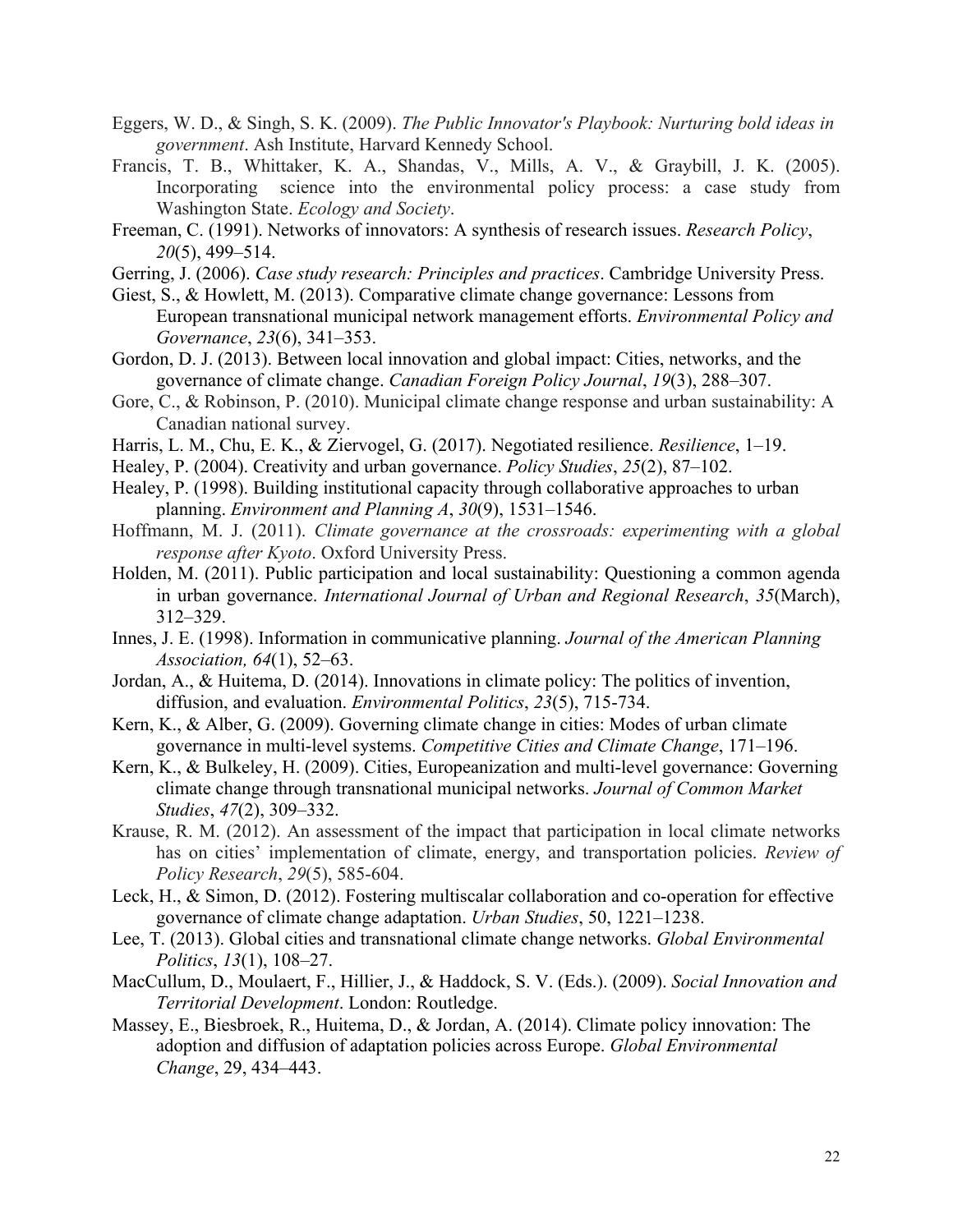Eggers, W. D., & Singh, S. K. (2009). *The Public Innovator's Playbook: Nurturing bold ideas in government*. Ash Institute, Harvard Kennedy School.

Francis, T. B., Whittaker, K. A., Shandas, V., Mills, A. V., & Graybill, J. K. (2005). Incorporating science into the environmental policy process: a case study from Washington State. *Ecology and Society*.

Freeman, C. (1991). Networks of innovators: A synthesis of research issues. *Research Policy*, *20*(5), 499–514.

Gerring, J. (2006). *Case study research: Principles and practices*. Cambridge University Press.

Giest, S., & Howlett, M. (2013). Comparative climate change governance: Lessons from European transnational municipal network management efforts. *Environmental Policy and Governance*, *23*(6), 341–353.

Gordon, D. J. (2013). Between local innovation and global impact: Cities, networks, and the governance of climate change. *Canadian Foreign Policy Journal*, *19*(3), 288–307.

Gore, C., & Robinson, P. (2010). Municipal climate change response and urban sustainability: A Canadian national survey.

Harris, L. M., Chu, E. K., & Ziervogel, G. (2017). Negotiated resilience. *Resilience*, 1–19.

Healey, P. (2004). Creativity and urban governance. *Policy Studies*, *25*(2), 87–102.

Healey, P. (1998). Building institutional capacity through collaborative approaches to urban planning. *Environment and Planning A*, *30*(9), 1531–1546.

Hoffmann, M. J. (2011). *Climate governance at the crossroads: experimenting with a global response after Kyoto*. Oxford University Press.

Holden, M. (2011). Public participation and local sustainability: Questioning a common agenda in urban governance. *International Journal of Urban and Regional Research*, *35*(March), 312–329.

Innes, J. E. (1998). Information in communicative planning. *Journal of the American Planning Association, 64*(1), 52–63.

Jordan, A., & Huitema, D. (2014). Innovations in climate policy: The politics of invention, diffusion, and evaluation. *Environmental Politics*, *23*(5), 715-734.

Kern, K., & Alber, G. (2009). Governing climate change in cities: Modes of urban climate governance in multi-level systems. *Competitive Cities and Climate Change*, 171–196.

Kern, K., & Bulkeley, H. (2009). Cities, Europeanization and multi-level governance: Governing climate change through transnational municipal networks. *Journal of Common Market Studies*, *47*(2), 309–332.

Krause, R. M. (2012). An assessment of the impact that participation in local climate networks has on cities' implementation of climate, energy, and transportation policies. *Review of Policy Research*, *29*(5), 585-604.

Leck, H., & Simon, D. (2012). Fostering multiscalar collaboration and co-operation for effective governance of climate change adaptation. *Urban Studies*, 50, 1221–1238.

Lee, T. (2013). Global cities and transnational climate change networks. *Global Environmental Politics*, *13*(1), 108–27.

MacCullum, D., Moulaert, F., Hillier, J., & Haddock, S. V. (Eds.). (2009). *Social Innovation and Territorial Development*. London: Routledge.

Massey, E., Biesbroek, R., Huitema, D., & Jordan, A. (2014). Climate policy innovation: The adoption and diffusion of adaptation policies across Europe. *Global Environmental Change*, 29, 434–443.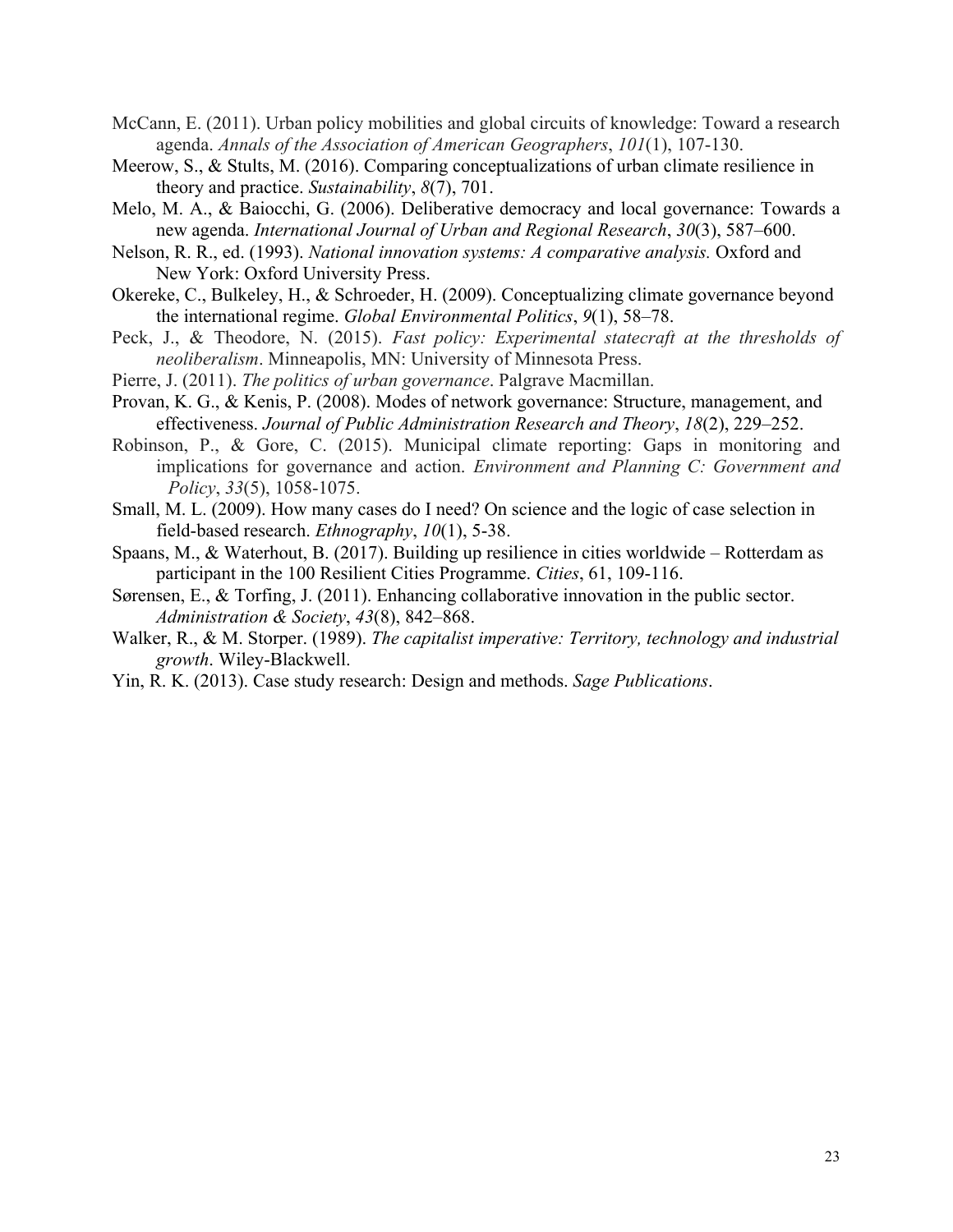McCann, E. (2011). Urban policy mobilities and global circuits of knowledge: Toward a research agenda. *Annals of the Association of American Geographers*, *101*(1), 107-130.

Meerow, S., & Stults, M. (2016). Comparing conceptualizations of urban climate resilience in theory and practice. *Sustainability*, *8*(7), 701.

Melo, M. A., & Baiocchi, G. (2006). Deliberative democracy and local governance: Towards a new agenda. *International Journal of Urban and Regional Research*, *30*(3), 587–600.

Nelson, R. R., ed. (1993). *National innovation systems: A comparative analysis.* Oxford and New York: Oxford University Press.

Okereke, C., Bulkeley, H., & Schroeder, H. (2009). Conceptualizing climate governance beyond the international regime. *Global Environmental Politics*, *9*(1), 58–78.

Peck, J., & Theodore, N. (2015). *Fast policy: Experimental statecraft at the thresholds of neoliberalism*. Minneapolis, MN: University of Minnesota Press.

Pierre, J. (2011). *The politics of urban governance*. Palgrave Macmillan.

Provan, K. G., & Kenis, P. (2008). Modes of network governance: Structure, management, and effectiveness. *Journal of Public Administration Research and Theory*, *18*(2), 229–252.

Robinson, P., & Gore, C. (2015). Municipal climate reporting: Gaps in monitoring and implications for governance and action. *Environment and Planning C: Government and Policy*, *33*(5), 1058-1075.

Small, M. L. (2009). How many cases do I need? On science and the logic of case selection in field-based research. *Ethnography*, *10*(1), 5-38.

Spaans, M., & Waterhout, B. (2017). Building up resilience in cities worldwide – Rotterdam as participant in the 100 Resilient Cities Programme. *Cities*, 61, 109-116.

Sørensen, E., & Torfing, J. (2011). Enhancing collaborative innovation in the public sector. *Administration & Society*, *43*(8), 842–868.

Walker, R., & M. Storper. (1989). *The capitalist imperative: Territory, technology and industrial growth*. Wiley-Blackwell.

Yin, R. K. (2013). Case study research: Design and methods. *Sage Publications*.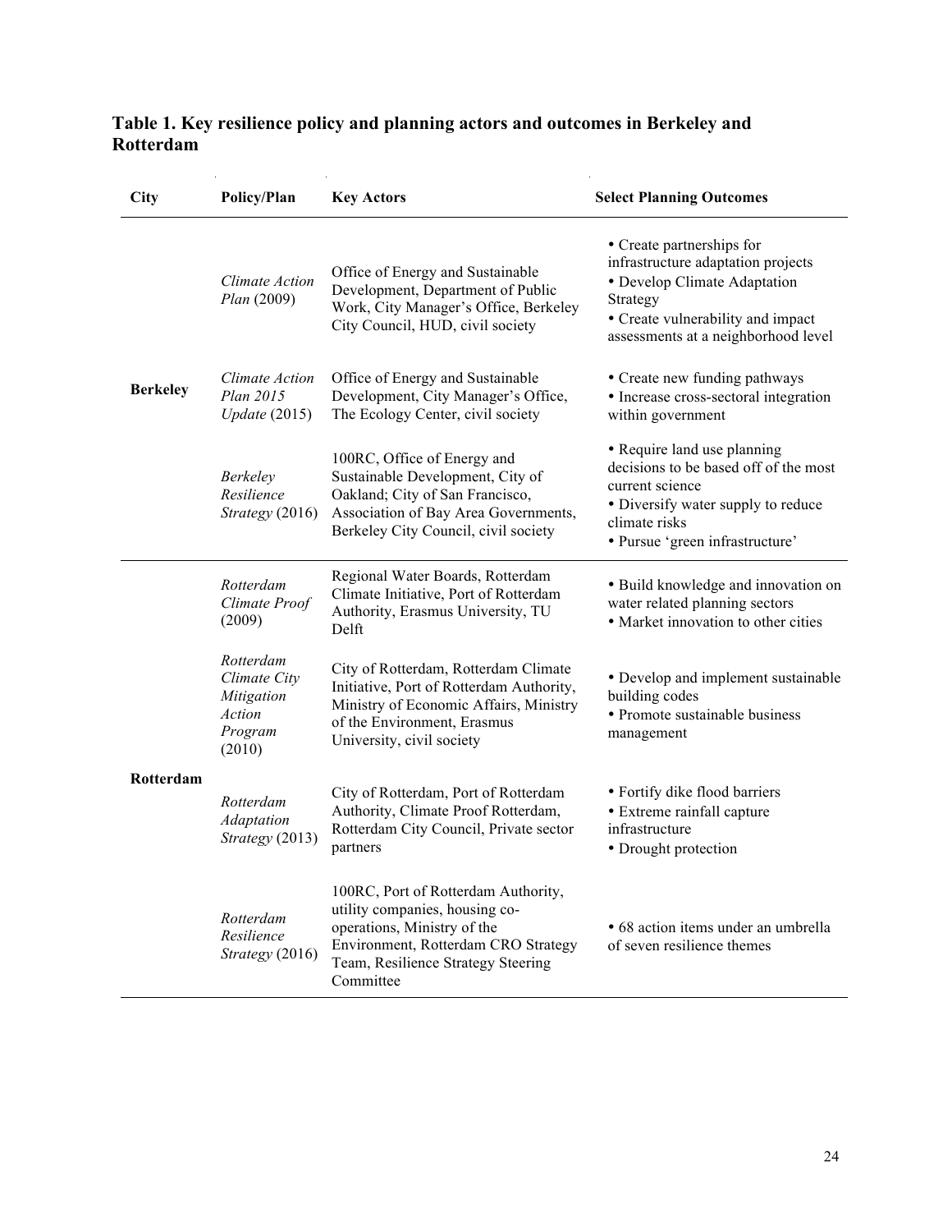**Table 1. Key resilience policy and planning actors and outcomes in Berkeley and Rotterdam**

| City | Policy/Plan | Key Actors | Select Planning Outcomes |
|---|---|---|---|
| Berkeley | *Climate Action Plan* (2009) | Office of Energy and Sustainable Development, Department of Public Work, City Manager's Office, Berkeley City Council, HUD, civil society | • Create partnerships for infrastructure adaptation projects<br>• Develop Climate Adaptation Strategy<br>• Create vulnerability and impact assessments at a neighborhood level |
| | *Climate Action Plan 2015 Update* (2015) | Office of Energy and Sustainable Development, City Manager's Office, The Ecology Center, civil society | • Create new funding pathways<br>• Increase cross-sectoral integration within government |
| | *Berkeley Resilience Strategy* (2016) | 100RC, Office of Energy and Sustainable Development, City of Oakland; City of San Francisco, Association of Bay Area Governments, Berkeley City Council, civil society | • Require land use planning decisions to be based off of the most current science<br>• Diversify water supply to reduce climate risks<br>• Pursue 'green infrastructure' |
| Rotterdam | *Rotterdam Climate Proof* (2009) | Regional Water Boards, Rotterdam Climate Initiative, Port of Rotterdam Authority, Erasmus University, TU Delft | • Build knowledge and innovation on water related planning sectors<br>• Market innovation to other cities |
| | *Rotterdam Climate City Mitigation Action Program* (2010) | City of Rotterdam, Rotterdam Climate Initiative, Port of Rotterdam Authority, Ministry of Economic Affairs, Ministry of the Environment, Erasmus University, civil society | • Develop and implement sustainable building codes<br>• Promote sustainable business management |
| | *Rotterdam Adaptation Strategy* (2013) | City of Rotterdam, Port of Rotterdam Authority, Climate Proof Rotterdam, Rotterdam City Council, Private sector partners | • Fortify dike flood barriers<br>• Extreme rainfall capture infrastructure<br>• Drought protection |
| | *Rotterdam Resilience Strategy* (2016) | 100RC, Port of Rotterdam Authority, utility companies, housing co-operations, Ministry of the Environment, Rotterdam CRO Strategy Team, Resilience Strategy Steering Committee | • 68 action items under an umbrella of seven resilience themes |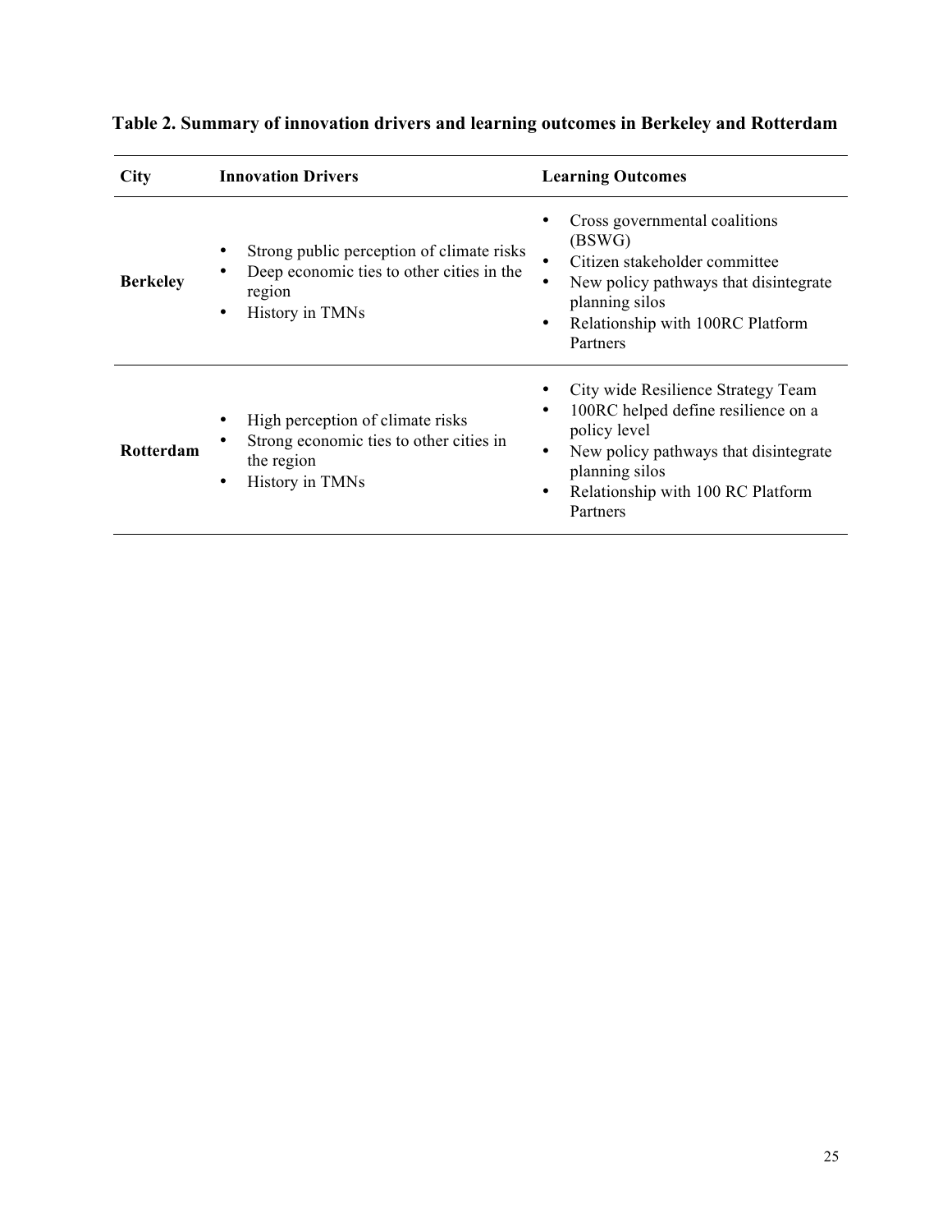**Table 2. Summary of innovation drivers and learning outcomes in Berkeley and Rotterdam**

| City | Innovation Drivers | Learning Outcomes |
|---|---|---|
| **Berkeley** | • Strong public perception of climate risks<br>• Deep economic ties to other cities in the region<br>• History in TMNs | • Cross governmental coalitions (BSWG)<br>• Citizen stakeholder committee<br>• New policy pathways that disintegrate planning silos<br>• Relationship with 100RC Platform Partners |
| **Rotterdam** | • High perception of climate risks<br>• Strong economic ties to other cities in the region<br>• History in TMNs | • City wide Resilience Strategy Team<br>• 100RC helped define resilience on a policy level<br>• New policy pathways that disintegrate planning silos<br>• Relationship with 100 RC Platform Partners |